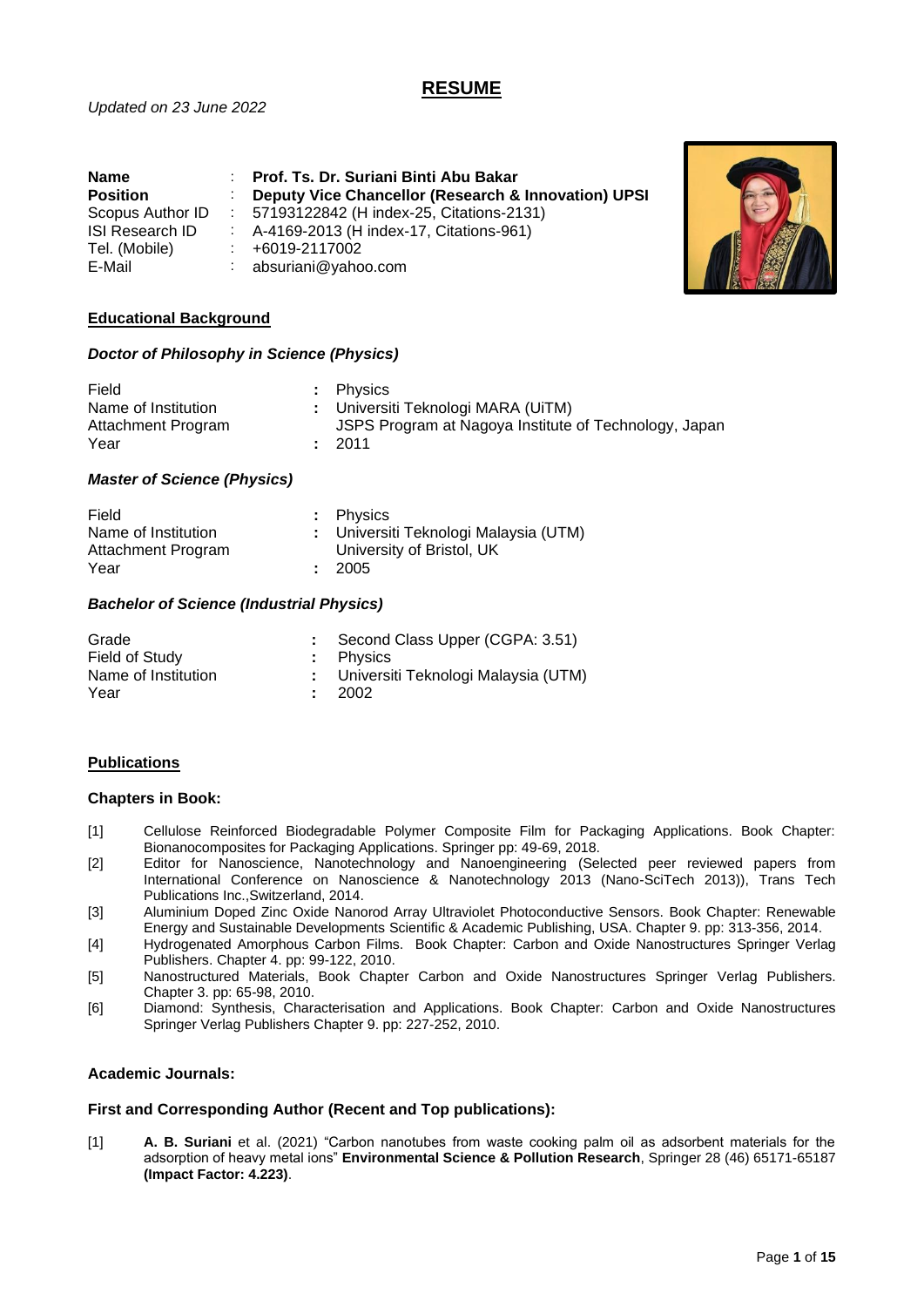# RESUME

*Updated on 23 June 2022*

| | | |
|---|---|---|
| **Name** | : | **Prof. Ts. Dr. Suriani Binti Abu Bakar** |
| **Position** | : | **Deputy Vice Chancellor (Research & Innovation) UPSI** |
| Scopus Author ID | : | 57193122842 (H index-25, Citations-2131) |
| ISI Research ID | : | A-4169-2013 (H index-17, Citations-961) |
| Tel. (Mobile) | : | +6019-2117002 |
| E-Mail | : | absuriani@yahoo.com |

## Educational Background

### *Doctor of Philosophy in Science (Physics)*

| | | |
|---|---|---|
| Field | : | Physics |
| Name of Institution | : | Universiti Teknologi MARA (UiTM) |
| Attachment Program | | JSPS Program at Nagoya Institute of Technology, Japan |
| Year | : | 2011 |

### *Master of Science (Physics)*

| | | |
|---|---|---|
| Field | : | Physics |
| Name of Institution | : | Universiti Teknologi Malaysia (UTM) |
| Attachment Program | | University of Bristol, UK |
| Year | : | 2005 |

### *Bachelor of Science (Industrial Physics)*

| | | |
|---|---|---|
| Grade | : | Second Class Upper (CGPA: 3.51) |
| Field of Study | : | Physics |
| Name of Institution | : | Universiti Teknologi Malaysia (UTM) |
| Year | : | 2002 |

## Publications

### Chapters in Book:

[1] Cellulose Reinforced Biodegradable Polymer Composite Film for Packaging Applications. Book Chapter: Bionanocomposites for Packaging Applications. Springer pp: 49-69, 2018.

[2] Editor for Nanoscience, Nanotechnology and Nanoengineering (Selected peer reviewed papers from International Conference on Nanoscience & Nanotechnology 2013 (Nano-SciTech 2013)), Trans Tech Publications Inc.,Switzerland, 2014.

[3] Aluminium Doped Zinc Oxide Nanorod Array Ultraviolet Photoconductive Sensors. Book Chapter: Renewable Energy and Sustainable Developments Scientific & Academic Publishing, USA. Chapter 9. pp: 313-356, 2014.

[4] Hydrogenated Amorphous Carbon Films. Book Chapter: Carbon and Oxide Nanostructures Springer Verlag Publishers. Chapter 4. pp: 99-122, 2010.

[5] Nanostructured Materials, Book Chapter Carbon and Oxide Nanostructures Springer Verlag Publishers. Chapter 3. pp: 65-98, 2010.

[6] Diamond: Synthesis, Characterisation and Applications. Book Chapter: Carbon and Oxide Nanostructures Springer Verlag Publishers Chapter 9. pp: 227-252, 2010.

### Academic Journals:

### First and Corresponding Author (Recent and Top publications):

[1] **A. B. Suriani** et al. (2021) "Carbon nanotubes from waste cooking palm oil as adsorbent materials for the adsorption of heavy metal ions" **Environmental Science & Pollution Research**, Springer 28 (46) 65171-65187 **(Impact Factor: 4.223)**.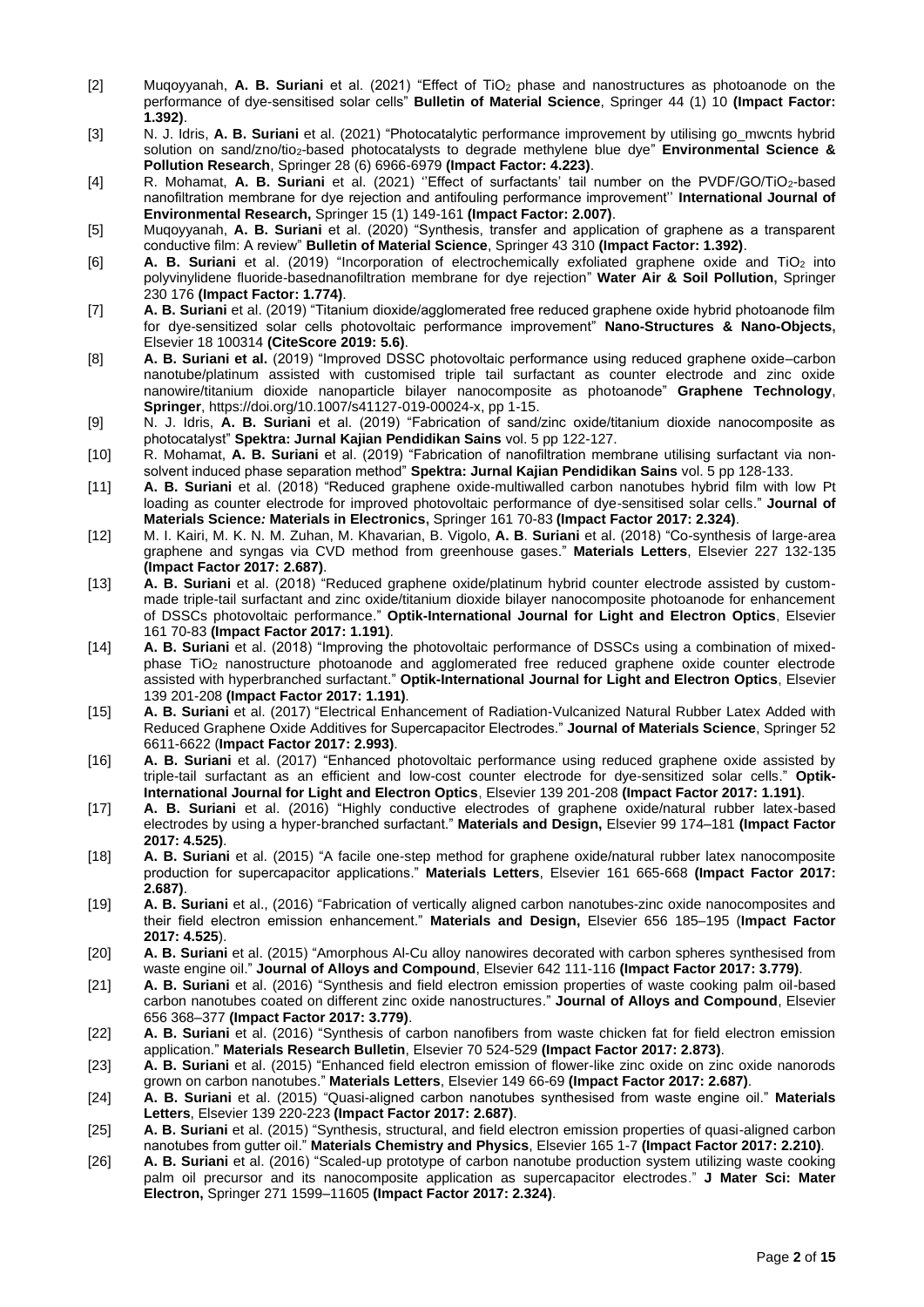[2] Muqoyyanah, **A. B. Suriani** et al. (2021) "Effect of $TiO_2$ phase and nanostructures as photoanode on the performance of dye-sensitised solar cells" **Bulletin of Material Science**, Springer 44 (1) 10 **(Impact Factor: 1.392)**.

[3] N. J. Idris, **A. B. Suriani** et al. (2021) "Photocatalytic performance improvement by utilising go_mwcnts hybrid solution on sand/zno/tio$_2$-based photocatalysts to degrade methylene blue dye" **Environmental Science & Pollution Research**, Springer 28 (6) 6966-6979 **(Impact Factor: 4.223)**.

[4] R. Mohamat, **A. B. Suriani** et al. (2021) ''Effect of surfactants' tail number on the PVDF/GO/$TiO_2$-based nanofiltration membrane for dye rejection and antifouling performance improvement'' **International Journal of Environmental Research,** Springer 15 (1) 149-161 **(Impact Factor: 2.007)**.

[5] Muqoyyanah, **A. B. Suriani** et al. (2020) "Synthesis, transfer and application of graphene as a transparent conductive film: A review" **Bulletin of Material Science**, Springer 43 310 **(Impact Factor: 1.392)**.

[6] **A. B. Suriani** et al. (2019) "Incorporation of electrochemically exfoliated graphene oxide and $TiO_2$ into polyvinylidene fluoride-basednanofiltration membrane for dye rejection" **Water Air & Soil Pollution,** Springer 230 176 **(Impact Factor: 1.774)**.

[7] **A. B. Suriani** et al. (2019) "Titanium dioxide/agglomerated free reduced graphene oxide hybrid photoanode film for dye-sensitized solar cells photovoltaic performance improvement" **Nano-Structures & Nano-Objects,** Elsevier 18 100314 **(CiteScore 2019: 5.6)**.

[8] **A. B. Suriani et al.** (2019) "Improved DSSC photovoltaic performance using reduced graphene oxide–carbon nanotube/platinum assisted with customised triple tail surfactant as counter electrode and zinc oxide nanowire/titanium dioxide nanoparticle bilayer nanocomposite as photoanode" **Graphene Technology**, **Springer**, https://doi.org/10.1007/s41127-019-00024-x, pp 1-15.

[9] N. J. Idris, **A. B. Suriani** et al. (2019) "Fabrication of sand/zinc oxide/titanium dioxide nanocomposite as photocatalyst" **Spektra: Jurnal Kajian Pendidikan Sains** vol. 5 pp 122-127.

[10] R. Mohamat, **A. B. Suriani** et al. (2019) "Fabrication of nanofiltration membrane utilising surfactant via non-solvent induced phase separation method" **Spektra: Jurnal Kajian Pendidikan Sains** vol. 5 pp 128-133.

[11] **A. B. Suriani** et al. (2018) "Reduced graphene oxide-multiwalled carbon nanotubes hybrid film with low Pt loading as counter electrode for improved photovoltaic performance of dye-sensitised solar cells." **Journal of Materials Science: Materials in Electronics,** Springer 161 70-83 **(Impact Factor 2017: 2.324)**.

[12] M. I. Kairi, M. K. N. M. Zuhan, M. Khavarian, B. Vigolo, **A. B**. **Suriani** et al. (2018) "Co-synthesis of large-area graphene and syngas via CVD method from greenhouse gases." **Materials Letters**, Elsevier 227 132-135 **(Impact Factor 2017: 2.687)**.

[13] **A. B. Suriani** et al. (2018) "Reduced graphene oxide/platinum hybrid counter electrode assisted by custom-made triple-tail surfactant and zinc oxide/titanium dioxide bilayer nanocomposite photoanode for enhancement of DSSCs photovoltaic performance." **Optik-International Journal for Light and Electron Optics**, Elsevier 161 70-83 **(Impact Factor 2017: 1.191)**.

[14] **A. B. Suriani** et al. (2018) "Improving the photovoltaic performance of DSSCs using a combination of mixed-phase $TiO_2$ nanostructure photoanode and agglomerated free reduced graphene oxide counter electrode assisted with hyperbranched surfactant." **Optik-International Journal for Light and Electron Optics**, Elsevier 139 201-208 **(Impact Factor 2017: 1.191)**.

[15] **A. B. Suriani** et al. (2017) "Electrical Enhancement of Radiation-Vulcanized Natural Rubber Latex Added with Reduced Graphene Oxide Additives for Supercapacitor Electrodes." **Journal of Materials Science**, Springer 52 6611-6622 (**Impact Factor 2017: 2.993)**.

[16] **A. B. Suriani** et al. (2017) "Enhanced photovoltaic performance using reduced graphene oxide assisted by triple-tail surfactant as an efficient and low-cost counter electrode for dye-sensitized solar cells." **Optik-International Journal for Light and Electron Optics**, Elsevier 139 201-208 **(Impact Factor 2017: 1.191)**.

[17] **A. B. Suriani** et al. (2016) "Highly conductive electrodes of graphene oxide/natural rubber latex-based electrodes by using a hyper-branched surfactant." **Materials and Design,** Elsevier 99 174–181 **(Impact Factor 2017: 4.525)**.

[18] **A. B. Suriani** et al. (2015) "A facile one-step method for graphene oxide/natural rubber latex nanocomposite production for supercapacitor applications." **Materials Letters**, Elsevier 161 665-668 **(Impact Factor 2017: 2.687)**.

[19] **A. B. Suriani** et al., (2016) "Fabrication of vertically aligned carbon nanotubes-zinc oxide nanocomposites and their field electron emission enhancement." **Materials and Design,** Elsevier 656 185–195 (**Impact Factor 2017: 4.525**).

[20] **A. B. Suriani** et al. (2015) "Amorphous Al-Cu alloy nanowires decorated with carbon spheres synthesised from waste engine oil." **Journal of Alloys and Compound**, Elsevier 642 111-116 **(Impact Factor 2017: 3.779)**.

[21] **A. B. Suriani** et al. (2016) "Synthesis and field electron emission properties of waste cooking palm oil-based carbon nanotubes coated on different zinc oxide nanostructures." **Journal of Alloys and Compound**, Elsevier 656 368–377 **(Impact Factor 2017: 3.779)**.

[22] **A. B. Suriani** et al. (2016) "Synthesis of carbon nanofibers from waste chicken fat for field electron emission application." **Materials Research Bulletin**, Elsevier 70 524-529 **(Impact Factor 2017: 2.873)**.

[23] **A. B. Suriani** et al. (2015) "Enhanced field electron emission of flower-like zinc oxide on zinc oxide nanorods grown on carbon nanotubes." **Materials Letters**, Elsevier 149 66-69 **(Impact Factor 2017: 2.687)**.

[24] **A. B. Suriani** et al. (2015) "Quasi-aligned carbon nanotubes synthesised from waste engine oil." **Materials Letters**, Elsevier 139 220-223 **(Impact Factor 2017: 2.687)**.

[25] **A. B. Suriani** et al. (2015) "Synthesis, structural, and field electron emission properties of quasi-aligned carbon nanotubes from gutter oil." **Materials Chemistry and Physics**, Elsevier 165 1-7 **(Impact Factor 2017: 2.210)**.

[26] **A. B. Suriani** et al. (2016) "Scaled-up prototype of carbon nanotube production system utilizing waste cooking palm oil precursor and its nanocomposite application as supercapacitor electrodes." **J Mater Sci: Mater Electron,** Springer 271 1599–11605 **(Impact Factor 2017: 2.324)**.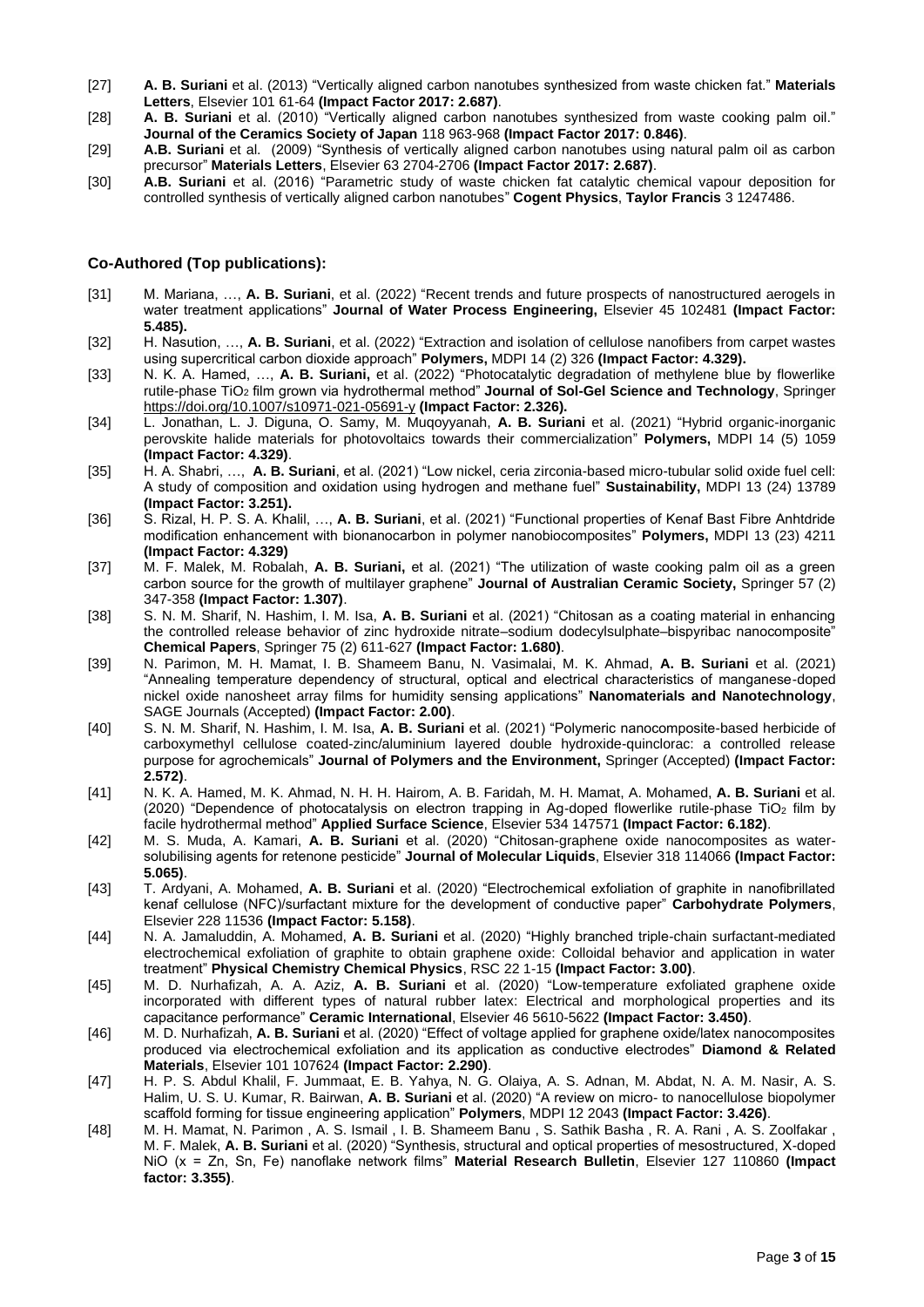[27] **A. B. Suriani** et al. (2013) "Vertically aligned carbon nanotubes synthesized from waste chicken fat." **Materials Letters**, Elsevier 101 61-64 **(Impact Factor 2017: 2.687)**.

[28] **A. B. Suriani** et al. (2010) "Vertically aligned carbon nanotubes synthesized from waste cooking palm oil." **Journal of the Ceramics Society of Japan** 118 963-968 **(Impact Factor 2017: 0.846)**.

[29] **A.B. Suriani** et al. (2009) "Synthesis of vertically aligned carbon nanotubes using natural palm oil as carbon precursor" **Materials Letters**, Elsevier 63 2704-2706 **(Impact Factor 2017: 2.687)**.

[30] **A.B. Suriani** et al. (2016) "Parametric study of waste chicken fat catalytic chemical vapour deposition for controlled synthesis of vertically aligned carbon nanotubes" **Cogent Physics**, **Taylor Francis** 3 1247486.

### Co-Authored (Top publications):

[31] M. Mariana, …, **A. B. Suriani**, et al. (2022) "Recent trends and future prospects of nanostructured aerogels in water treatment applications" **Journal of Water Process Engineering,** Elsevier 45 102481 **(Impact Factor: 5.485).**

[32] H. Nasution, …, **A. B. Suriani**, et al. (2022) "Extraction and isolation of cellulose nanofibers from carpet wastes using supercritical carbon dioxide approach" **Polymers,** MDPI 14 (2) 326 **(Impact Factor: 4.329).**

[33] N. K. A. Hamed, …, **A. B. Suriani,** et al. (2022) "Photocatalytic degradation of methylene blue by flowerlike rutile-phase $TiO_2$ film grown via hydrothermal method" **Journal of Sol-Gel Science and Technology**, Springer https://doi.org/10.1007/s10971-021-05691-y **(Impact Factor: 2.326).**

[34] L. Jonathan, L. J. Diguna, O. Samy, M. Muqoyyanah, **A. B. Suriani** et al. (2021) "Hybrid organic-inorganic perovskite halide materials for photovoltaics towards their commercialization" **Polymers,** MDPI 14 (5) 1059 **(Impact Factor: 4.329)**.

[35] H. A. Shabri, …, **A. B. Suriani**, et al. (2021) "Low nickel, ceria zirconia-based micro-tubular solid oxide fuel cell: A study of composition and oxidation using hydrogen and methane fuel" **Sustainability,** MDPI 13 (24) 13789 **(Impact Factor: 3.251).**

[36] S. Rizal, H. P. S. A. Khalil, …, **A. B. Suriani**, et al. (2021) "Functional properties of Kenaf Bast Fibre Anhtdride modification enhancement with bionanocarbon in polymer nanobiocomposites" **Polymers,** MDPI 13 (23) 4211 **(Impact Factor: 4.329)**

[37] M. F. Malek, M. Robalah, **A. B. Suriani,** et al. (2021) "The utilization of waste cooking palm oil as a green carbon source for the growth of multilayer graphene" **Journal of Australian Ceramic Society,** Springer 57 (2) 347-358 **(Impact Factor: 1.307)**.

[38] S. N. M. Sharif, N. Hashim, I. M. Isa, **A. B. Suriani** et al. (2021) "Chitosan as a coating material in enhancing the controlled release behavior of zinc hydroxide nitrate–sodium dodecylsulphate–bispyribac nanocomposite" **Chemical Papers**, Springer 75 (2) 611-627 **(Impact Factor: 1.680)**.

[39] N. Parimon, M. H. Mamat, I. B. Shameem Banu, N. Vasimalai, M. K. Ahmad, **A. B. Suriani** et al. (2021) "Annealing temperature dependency of structural, optical and electrical characteristics of manganese-doped nickel oxide nanosheet array films for humidity sensing applications" **Nanomaterials and Nanotechnology**, SAGE Journals (Accepted) **(Impact Factor: 2.00)**.

[40] S. N. M. Sharif, N. Hashim, I. M. Isa, **A. B. Suriani** et al. (2021) "Polymeric nanocomposite-based herbicide of carboxymethyl cellulose coated-zinc/aluminium layered double hydroxide-quinclorac: a controlled release purpose for agrochemicals" **Journal of Polymers and the Environment,** Springer (Accepted) **(Impact Factor: 2.572)**.

[41] N. K. A. Hamed, M. K. Ahmad, N. H. H. Hairom, A. B. Faridah, M. H. Mamat, A. Mohamed, **A. B. Suriani** et al. (2020) "Dependence of photocatalysis on electron trapping in Ag-doped flowerlike rutile-phase $TiO_2$ film by facile hydrothermal method" **Applied Surface Science**, Elsevier 534 147571 **(Impact Factor: 6.182)**.

[42] M. S. Muda, A. Kamari, **A. B. Suriani** et al. (2020) "Chitosan-graphene oxide nanocomposites as water-solubilising agents for retenone pesticide" **Journal of Molecular Liquids**, Elsevier 318 114066 **(Impact Factor: 5.065)**.

[43] T. Ardyani, A. Mohamed, **A. B. Suriani** et al. (2020) "Electrochemical exfoliation of graphite in nanofibrillated kenaf cellulose (NFC)/surfactant mixture for the development of conductive paper" **Carbohydrate Polymers**, Elsevier 228 11536 **(Impact Factor: 5.158)**.

[44] N. A. Jamaluddin, A. Mohamed, **A. B. Suriani** et al. (2020) "Highly branched triple-chain surfactant-mediated electrochemical exfoliation of graphite to obtain graphene oxide: Colloidal behavior and application in water treatment" **Physical Chemistry Chemical Physics**, RSC 22 1-15 **(Impact Factor: 3.00)**.

[45] M. D. Nurhafizah, A. A. Aziz, **A. B. Suriani** et al. (2020) "Low-temperature exfoliated graphene oxide incorporated with different types of natural rubber latex: Electrical and morphological properties and its capacitance performance" **Ceramic International**, Elsevier 46 5610-5622 **(Impact Factor: 3.450)**.

[46] M. D. Nurhafizah, **A. B. Suriani** et al. (2020) "Effect of voltage applied for graphene oxide/latex nanocomposites produced via electrochemical exfoliation and its application as conductive electrodes" **Diamond & Related Materials**, Elsevier 101 107624 **(Impact Factor: 2.290)**.

[47] H. P. S. Abdul Khalil, F. Jummaat, E. B. Yahya, N. G. Olaiya, A. S. Adnan, M. Abdat, N. A. M. Nasir, A. S. Halim, U. S. U. Kumar, R. Bairwan, **A. B. Suriani** et al. (2020) "A review on micro- to nanocellulose biopolymer scaffold forming for tissue engineering application" **Polymers**, MDPI 12 2043 **(Impact Factor: 3.426)**.

[48] M. H. Mamat, N. Parimon , A. S. Ismail , I. B. Shameem Banu , S. Sathik Basha , R. A. Rani , A. S. Zoolfakar , M. F. Malek, **A. B. Suriani** et al. (2020) "Synthesis, structural and optical properties of mesostructured, X-doped NiO (x = Zn, Sn, Fe) nanoflake network films" **Material Research Bulletin**, Elsevier 127 110860 **(Impact factor: 3.355)**.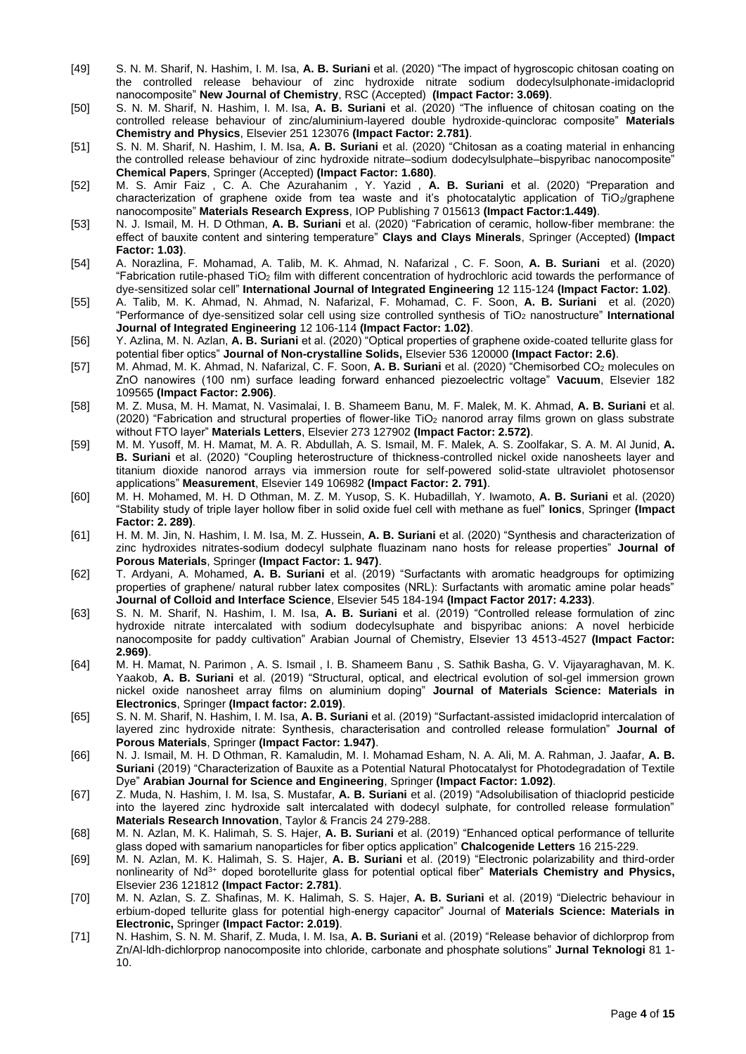[49] S. N. M. Sharif, N. Hashim, I. M. Isa, **A. B. Suriani** et al. (2020) "The impact of hygroscopic chitosan coating on the controlled release behaviour of zinc hydroxide nitrate sodium dodecylsulphonate-imidacloprid nanocomposite" **New Journal of Chemistry**, RSC (Accepted) **(Impact Factor: 3.069)**.

[50] S. N. M. Sharif, N. Hashim, I. M. Isa, **A. B. Suriani** et al. (2020) "The influence of chitosan coating on the controlled release behaviour of zinc/aluminium-layered double hydroxide-quinclorac composite" **Materials Chemistry and Physics**, Elsevier 251 123076 **(Impact Factor: 2.781)**.

[51] S. N. M. Sharif, N. Hashim, I. M. Isa, **A. B. Suriani** et al. (2020) "Chitosan as a coating material in enhancing the controlled release behaviour of zinc hydroxide nitrate–sodium dodecylsulphate–bispyribac nanocomposite" **Chemical Papers**, Springer (Accepted) **(Impact Factor: 1.680)**.

[52] M. S. Amir Faiz , C. A. Che Azurahanim , Y. Yazid , **A. B. Suriani** et al. (2020) "Preparation and characterization of graphene oxide from tea waste and it's photocatalytic application of $TiO_2$/graphene nanocomposite" **Materials Research Express**, IOP Publishing 7 015613 **(Impact Factor:1.449)**.

[53] N. J. Ismail, M. H. D Othman, **A. B. Suriani** et al. (2020) "Fabrication of ceramic, hollow-fiber membrane: the effect of bauxite content and sintering temperature" **Clays and Clays Minerals**, Springer (Accepted) **(Impact Factor: 1.03)**.

[54] A. Norazlina, F. Mohamad, A. Talib, M. K. Ahmad, N. Nafarizal , C. F. Soon, **A. B. Suriani** et al. (2020) "Fabrication rutile-phased $TiO_2$ film with different concentration of hydrochloric acid towards the performance of dye-sensitized solar cell" **International Journal of Integrated Engineering** 12 115-124 **(Impact Factor: 1.02)**.

[55] A. Talib, M. K. Ahmad, N. Ahmad, N. Nafarizal, F. Mohamad, C. F. Soon, **A. B. Suriani** et al. (2020) "Performance of dye-sensitized solar cell using size controlled synthesis of $TiO_2$ nanostructure" **International Journal of Integrated Engineering** 12 106-114 **(Impact Factor: 1.02)**.

[56] Y. Azlina, M. N. Azlan, **A. B. Suriani** et al. (2020) "Optical properties of graphene oxide-coated tellurite glass for potential fiber optics" **Journal of Non-crystalline Solids,** Elsevier 536 120000 **(Impact Factor: 2.6)**.

[57] M. Ahmad, M. K. Ahmad, N. Nafarizal, C. F. Soon, **A. B. Suriani** et al. (2020) "Chemisorbed $CO_2$ molecules on ZnO nanowires (100 nm) surface leading forward enhanced piezoelectric voltage" **Vacuum**, Elsevier 182 109565 **(Impact Factor: 2.906)**.

[58] M. Z. Musa, M. H. Mamat, N. Vasimalai, I. B. Shameem Banu, M. F. Malek, M. K. Ahmad, **A. B. Suriani** et al. (2020) "Fabrication and structural properties of flower-like $TiO_2$ nanorod array films grown on glass substrate without FTO layer" **Materials Letters**, Elsevier 273 127902 **(Impact Factor: 2.572)**.

[59] M. M. Yusoff, M. H. Mamat, M. A. R. Abdullah, A. S. Ismail, M. F. Malek, A. S. Zoolfakar, S. A. M. Al Junid, **A. B. Suriani** et al. (2020) "Coupling heterostructure of thickness-controlled nickel oxide nanosheets layer and titanium dioxide nanorod arrays via immersion route for self-powered solid-state ultraviolet photosensor applications" **Measurement**, Elsevier 149 106982 **(Impact Factor: 2. 791)**.

[60] M. H. Mohamed, M. H. D Othman, M. Z. M. Yusop, S. K. Hubadillah, Y. Iwamoto, **A. B. Suriani** et al. (2020) "Stability study of triple layer hollow fiber in solid oxide fuel cell with methane as fuel" **Ionics**, Springer **(Impact Factor: 2. 289)**.

[61] H. M. M. Jin, N. Hashim, I. M. Isa, M. Z. Hussein, **A. B. Suriani** et al. (2020) "Synthesis and characterization of zinc hydroxides nitrates-sodium dodecyl sulphate fluazinam nano hosts for release properties" **Journal of Porous Materials**, Springer **(Impact Factor: 1. 947)**.

[62] T. Ardyani, A. Mohamed, **A. B. Suriani** et al. (2019) "Surfactants with aromatic headgroups for optimizing properties of graphene/ natural rubber latex composites (NRL): Surfactants with aromatic amine polar heads" **Journal of Colloid and Interface Science**, Elsevier 545 184-194 **(Impact Factor 2017: 4.233)**.

[63] S. N. M. Sharif, N. Hashim, I. M. Isa, **A. B. Suriani** et al. (2019) "Controlled release formulation of zinc hydroxide nitrate intercalated with sodium dodecylsuphate and bispyribac anions: A novel herbicide nanocomposite for paddy cultivation" Arabian Journal of Chemistry, Elsevier 13 4513-4527 **(Impact Factor: 2.969)**.

[64] M. H. Mamat, N. Parimon , A. S. Ismail , I. B. Shameem Banu , S. Sathik Basha, G. V. Vijayaraghavan, M. K. Yaakob, **A. B. Suriani** et al. (2019) "Structural, optical, and electrical evolution of sol-gel immersion grown nickel oxide nanosheet array films on aluminium doping" **Journal of Materials Science: Materials in Electronics**, Springer **(Impact factor: 2.019)**.

[65] S. N. M. Sharif, N. Hashim, I. M. Isa, **A. B. Suriani** et al. (2019) "Surfactant-assisted imidacloprid intercalation of layered zinc hydroxide nitrate: Synthesis, characterisation and controlled release formulation" **Journal of Porous Materials**, Springer **(Impact Factor: 1.947)**.

[66] N. J. Ismail, M. H. D Othman, R. Kamaludin, M. I. Mohamad Esham, N. A. Ali, M. A. Rahman, J. Jaafar, **A. B. Suriani** (2019) "Characterization of Bauxite as a Potential Natural Photocatalyst for Photodegradation of Textile Dye" **Arabian Journal for Science and Engineering**, Springer **(Impact Factor: 1.092)**.

[67] Z. Muda, N. Hashim, I. M. Isa, S. Mustafar, **A. B. Suriani** et al. (2019) "Adsolubilisation of thiacloprid pesticide into the layered zinc hydroxide salt intercalated with dodecyl sulphate, for controlled release formulation" **Materials Research Innovation**, Taylor & Francis 24 279-288.

[68] M. N. Azlan, M. K. Halimah, S. S. Hajer, **A. B. Suriani** et al. (2019) "Enhanced optical performance of tellurite glass doped with samarium nanoparticles for fiber optics application" **Chalcogenide Letters** 16 215-229.

[69] M. N. Azlan, M. K. Halimah, S. S. Hajer, **A. B. Suriani** et al. (2019) "Electronic polarizability and third-order nonlinearity of $Nd^{3+}$ doped borotellurite glass for potential optical fiber" **Materials Chemistry and Physics,** Elsevier 236 121812 **(Impact Factor: 2.781)**.

[70] M. N. Azlan, S. Z. Shafinas, M. K. Halimah, S. S. Hajer, **A. B. Suriani** et al. (2019) "Dielectric behaviour in erbium-doped tellurite glass for potential high-energy capacitor" Journal of **Materials Science: Materials in Electronic,** Springer **(Impact Factor: 2.019)**.

[71] N. Hashim, S. N. M. Sharif, Z. Muda, I. M. Isa, **A. B. Suriani** et al. (2019) "Release behavior of dichlorprop from Zn/Al-ldh-dichlorprop nanocomposite into chloride, carbonate and phosphate solutions" **Jurnal Teknologi** 81 1-10.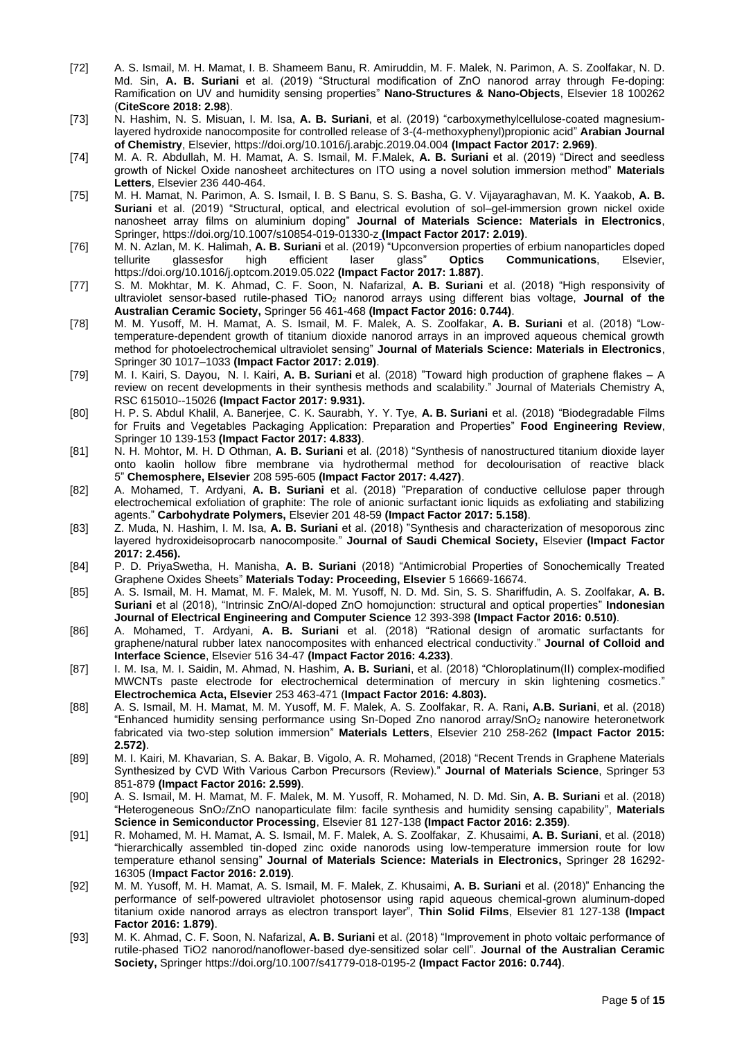[72] A. S. Ismail, M. H. Mamat, I. B. Shameem Banu, R. Amiruddin, M. F. Malek, N. Parimon, A. S. Zoolfakar, N. D. Md. Sin, **A. B. Suriani** et al. (2019) "Structural modification of ZnO nanorod array through Fe-doping: Ramification on UV and humidity sensing properties" **Nano-Structures & Nano-Objects**, Elsevier 18 100262 (**CiteScore 2018: 2.98**).

[73] N. Hashim, N. S. Misuan, I. M. Isa, **A. B. Suriani**, et al. (2019) "carboxymethylcellulose-coated magnesium-layered hydroxide nanocomposite for controlled release of 3-(4-methoxyphenyl)propionic acid" **Arabian Journal of Chemistry**, Elsevier, https://doi.org/10.1016/j.arabjc.2019.04.004 **(Impact Factor 2017: 2.969)**.

[74] M. A. R. Abdullah, M. H. Mamat, A. S. Ismail, M. F.Malek, **A. B. Suriani** et al. (2019) "Direct and seedless growth of Nickel Oxide nanosheet architectures on ITO using a novel solution immersion method" **Materials Letters**, Elsevier 236 440-464.

[75] M. H. Mamat, N. Parimon, A. S. Ismail, I. B. S Banu, S. S. Basha, G. V. Vijayaraghavan, M. K. Yaakob, **A. B. Suriani** et al. (2019) "Structural, optical, and electrical evolution of sol–gel-immersion grown nickel oxide nanosheet array films on aluminium doping" **Journal of Materials Science: Materials in Electronics**, Springer, https://doi.org/10.1007/s10854-019-01330-z **(Impact Factor 2017: 2.019)**.

[76] M. N. Azlan, M. K. Halimah, **A. B. Suriani** et al. (2019) "Upconversion properties of erbium nanoparticles doped tellurite glassesfor high efficient laser glass" **Optics Communications**, Elsevier, https://doi.org/10.1016/j.optcom.2019.05.022 **(Impact Factor 2017: 1.887)**.

[77] S. M. Mokhtar, M. K. Ahmad, C. F. Soon, N. Nafarizal, **A. B. Suriani** et al. (2018) "High responsivity of ultraviolet sensor-based rutile-phased $TiO_2$ nanorod arrays using different bias voltage, **Journal of the Australian Ceramic Society,** Springer 56 461-468 **(Impact Factor 2016: 0.744)**.

[78] M. M. Yusoff, M. H. Mamat, A. S. Ismail, M. F. Malek, A. S. Zoolfakar, **A. B. Suriani** et al. (2018) "Low-temperature-dependent growth of titanium dioxide nanorod arrays in an improved aqueous chemical growth method for photoelectrochemical ultraviolet sensing" **Journal of Materials Science: Materials in Electronics**, Springer 30 1017–1033 **(Impact Factor 2017: 2.019)**.

[79] M. I. Kairi, S. Dayou, N. I. Kairi, **A. B. Suriani** et al. (2018) "Toward high production of graphene flakes – A review on recent developments in their synthesis methods and scalability." Journal of Materials Chemistry A, RSC 615010--15026 **(Impact Factor 2017: 9.931).**

[80] H. P. S. Abdul Khalil, A. Banerjee, C. K. Saurabh, Y. Y. Tye, **A. B. Suriani** et al. (2018) "Biodegradable Films for Fruits and Vegetables Packaging Application: Preparation and Properties" **Food Engineering Review**, Springer 10 139-153 **(Impact Factor 2017: 4.833)**.

[81] N. H. Mohtor, M. H. D Othman, **A. B. Suriani** et al. (2018) "Synthesis of nanostructured titanium dioxide layer onto kaolin hollow fibre membrane via hydrothermal method for decolourisation of reactive black 5" **Chemosphere, Elsevier** 208 595-605 **(Impact Factor 2017: 4.427)**.

[82] A. Mohamed, T. Ardyani, **A. B. Suriani** et al. (2018) "Preparation of conductive cellulose paper through electrochemical exfoliation of graphite: The role of anionic surfactant ionic liquids as exfoliating and stabilizing agents." **Carbohydrate Polymers,** Elsevier 201 48-59 **(Impact Factor 2017: 5.158)**.

[83] Z. Muda, N. Hashim, I. M. Isa, **A. B. Suriani** et al. (2018) "Synthesis and characterization of mesoporous zinc layered hydroxideisoprocarb nanocomposite." **Journal of Saudi Chemical Society,** Elsevier **(Impact Factor 2017: 2.456).**

[84] P. D. PriyaSwetha, H. Manisha, **A. B. Suriani** (2018) "Antimicrobial Properties of Sonochemically Treated Graphene Oxides Sheets" **Materials Today: Proceeding, Elsevier** 5 16669-16674.

[85] A. S. Ismail, M. H. Mamat, M. F. Malek, M. M. Yusoff, N. D. Md. Sin, S. S. Shariffudin, A. S. Zoolfakar, **A. B. Suriani** et al (2018), "Intrinsic ZnO/Al-doped ZnO homojunction: structural and optical properties" **Indonesian Journal of Electrical Engineering and Computer Science** 12 393-398 **(Impact Factor 2016: 0.510)**.

[86] A. Mohamed, T. Ardyani, **A. B. Suriani** et al. (2018) "Rational design of aromatic surfactants for graphene/natural rubber latex nanocomposites with enhanced electrical conductivity." **Journal of Colloid and Interface Science**, Elsevier 516 34-47 **(Impact Factor 2016: 4.233)**.

[87] I. M. Isa, M. I. Saidin, M. Ahmad, N. Hashim, **A. B. Suriani**, et al. (2018) "Chloroplatinum(II) complex-modified MWCNTs paste electrode for electrochemical determination of mercury in skin lightening cosmetics." **Electrochemica Acta, Elsevier** 253 463-471 (**Impact Factor 2016: 4.803).**

[88] A. S. Ismail, M. H. Mamat, M. M. Yusoff, M. F. Malek, A. S. Zoolfakar, R. A. Rani**, A.B. Suriani**, et al. (2018) "Enhanced humidity sensing performance using Sn-Doped Zno nanorod array/$SnO_2$ nanowire heteronetwork fabricated via two-step solution immersion" **Materials Letters**, Elsevier 210 258-262 **(Impact Factor 2015: 2.572)**.

[89] M. I. Kairi, M. Khavarian, S. A. Bakar, B. Vigolo, A. R. Mohamed, (2018) "Recent Trends in Graphene Materials Synthesized by CVD With Various Carbon Precursors (Review)." **Journal of Materials Science**, Springer 53 851-879 **(Impact Factor 2016: 2.599)**.

[90] A. S. Ismail, M. H. Mamat, M. F. Malek, M. M. Yusoff, R. Mohamed, N. D. Md. Sin, **A. B. Suriani** et al. (2018) "Heterogeneous $SnO_2$/ZnO nanoparticulate film: facile synthesis and humidity sensing capability", **Materials Science in Semiconductor Processing**, Elsevier 81 127-138 **(Impact Factor 2016: 2.359)**.

[91] R. Mohamed, M. H. Mamat, A. S. Ismail, M. F. Malek, A. S. Zoolfakar, Z. Khusaimi, **A. B. Suriani**, et al. (2018) "hierarchically assembled tin-doped zinc oxide nanorods using low-temperature immersion route for low temperature ethanol sensing" **Journal of Materials Science: Materials in Electronics,** Springer 28 16292-16305 (**Impact Factor 2016: 2.019)**.

[92] M. M. Yusoff, M. H. Mamat, A. S. Ismail, M. F. Malek, Z. Khusaimi, **A. B. Suriani** et al. (2018)" Enhancing the performance of self-powered ultraviolet photosensor using rapid aqueous chemical-grown aluminum-doped titanium oxide nanorod arrays as electron transport layer", **Thin Solid Films**, Elsevier 81 127-138 **(Impact Factor 2016: 1.879)**.

[93] M. K. Ahmad, C. F. Soon, N. Nafarizal, **A. B. Suriani** et al. (2018) "Improvement in photo voltaic performance of rutile-phased TiO2 nanorod/nanoflower-based dye-sensitized solar cell". **Journal of the Australian Ceramic Society,** Springer https://doi.org/10.1007/s41779-018-0195-2 **(Impact Factor 2016: 0.744)**.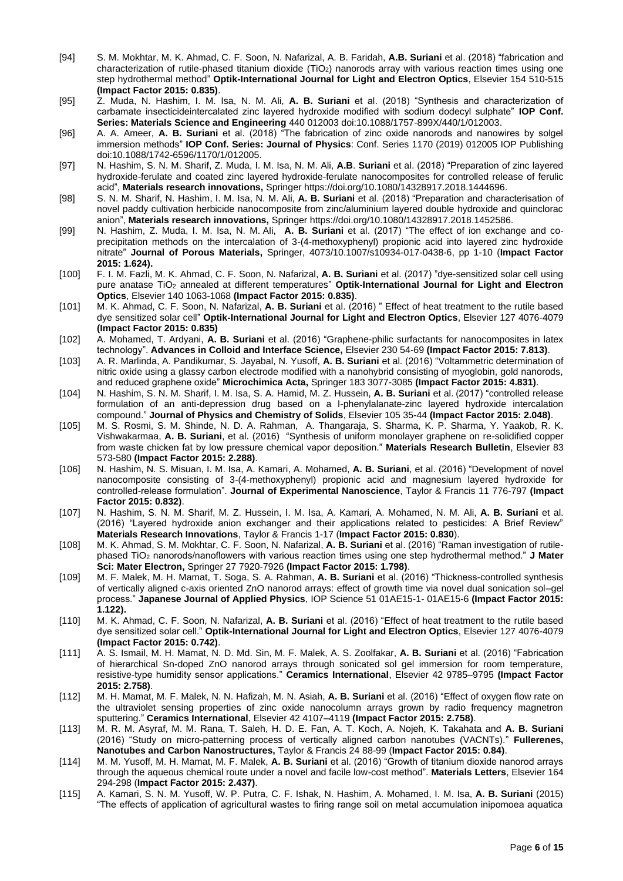[94] S. M. Mokhtar, M. K. Ahmad, C. F. Soon, N. Nafarizal, A. B. Faridah, **A.B. Suriani** et al. (2018) "fabrication and characterization of rutile-phased titanium dioxide ($TiO_2$) nanorods array with various reaction times using one step hydrothermal method" **Optik-International Journal for Light and Electron Optics**, Elsevier 154 510-515 **(Impact Factor 2015: 0.835)**.

[95] Z. Muda, N. Hashim, I. M. Isa, N. M. Ali, **A. B. Suriani** et al. (2018) "Synthesis and characterization of carbamate insecticideintercalated zinc layered hydroxide modified with sodium dodecyl sulphate" **IOP Conf. Series: Materials Science and Engineering** 440 012003 doi:10.1088/1757-899X/440/1/012003.

[96] A. A. Ameer, **A. B. Suriani** et al. (2018) "The fabrication of zinc oxide nanorods and nanowires by solgel immersion methods" **IOP Conf. Series: Journal of Physics**: Conf. Series 1170 (2019) 012005 IOP Publishing doi:10.1088/1742-6596/1170/1/012005.

[97] N. Hashim, S. N. M. Sharif, Z. Muda, I. M. Isa, N. M. Ali, **A.B**. **Suriani** et al. (2018) "Preparation of zinc layered hydroxide-ferulate and coated zinc layered hydroxide-ferulate nanocomposites for controlled release of ferulic acid", **Materials research innovations,** Springer https://doi.org/10.1080/14328917.2018.1444696.

[98] S. N. M. Sharif, N. Hashim, I. M. Isa, N. M. Ali, **A. B. Suriani** et al. (2018) "Preparation and characterisation of novel paddy cultivation herbicide nanocomposite from zinc/aluminium layered double hydroxide and quinclorac anion", **Materials research innovations,** Springer https://doi.org/10.1080/14328917.2018.1452586.

[99] N. Hashim, Z. Muda, I. M. Isa, N. M. Ali, **A. B. Suriani** et al. (2017) "The effect of ion exchange and co-precipitation methods on the intercalation of 3-(4-methoxyphenyl) propionic acid into layered zinc hydroxide nitrate" **Journal of Porous Materials,** Springer, 4073/10.1007/s10934-017-0438-6, pp 1-10 (**Impact Factor 2015: 1.624).**

[100] F. I. M. Fazli, M. K. Ahmad, C. F. Soon, N. Nafarizal, **A. B. Suriani** et al. (2017) "dye-sensitized solar cell using pure anatase $TiO_2$ annealed at different temperatures" **Optik-International Journal for Light and Electron Optics**, Elsevier 140 1063-1068 **(Impact Factor 2015: 0.835)**.

[101] M. K. Ahmad, C. F. Soon, N. Nafarizal, **A. B. Suriani** et al. (2016) " Effect of heat treatment to the rutile based dye sensitized solar cell" **Optik-International Journal for Light and Electron Optics**, Elsevier 127 4076-4079 **(Impact Factor 2015: 0.835)**

[102] A. Mohamed, T. Ardyani, **A. B. Suriani** et al. (2016) "Graphene-philic surfactants for nanocomposites in latex technology". **Advances in Colloid and Interface Science,** Elsevier 230 54-69 **(Impact Factor 2015: 7.813)**.

[103] A. R. Marlinda, A. Pandikumar, S. Jayabal, N. Yusoff, **A. B. Suriani** et al. (2016) "Voltammetric determination of nitric oxide using a glassy carbon electrode modified with a nanohybrid consisting of myoglobin, gold nanorods, and reduced graphene oxide" **Microchimica Acta,** Springer 183 3077-3085 **(Impact Factor 2015: 4.831)**.

[104] N. Hashim, S. N. M. Sharif, I. M. Isa, S. A. Hamid, M. Z. Hussein, **A. B. Suriani** et al. (2017) "controlled release formulation of an anti-depression drug based on a l-phenylalanate-zinc layered hydroxide intercalation compound." **Journal of Physics and Chemistry of Solids**, Elsevier 105 35-44 **(Impact Factor 2015: 2.048)**.

[105] M. S. Rosmi, S. M. Shinde, N. D. A. Rahman, A. Thangaraja, S. Sharma, K. P. Sharma, Y. Yaakob, R. K. Vishwakarmaa, **A. B. Suriani**, et al. (2016) "Synthesis of uniform monolayer graphene on re-solidified copper from waste chicken fat by low pressure chemical vapor deposition." **Materials Research Bulletin**, Elsevier 83 573-580 **(Impact Factor 2015: 2.288)**.

[106] N. Hashim, N. S. Misuan, I. M. Isa, A. Kamari, A. Mohamed, **A. B. Suriani**, et al. (2016) "Development of novel nanocomposite consisting of 3-(4-methoxyphenyl) propionic acid and magnesium layered hydroxide for controlled-release formulation". **Journal of Experimental Nanoscience**, Taylor & Francis 11 776-797 **(Impact Factor 2015: 0.832)**.

[107] N. Hashim, S. N. M. Sharif, M. Z. Hussein, I. M. Isa, A. Kamari, A. Mohamed, N. M. Ali, **A. B. Suriani** et al. (2016) "Layered hydroxide anion exchanger and their applications related to pesticides: A Brief Review" **Materials Research Innovations**, Taylor & Francis 1-17 (**Impact Factor 2015: 0.830**).

[108] M. K. Ahmad, S. M. Mokhtar, C. F. Soon, N. Nafarizal, **A. B. Suriani** et al. (2016) "Raman investigation of rutile-phased $TiO_2$ nanorods/nanoflowers with various reaction times using one step hydrothermal method." **J Mater Sci: Mater Electron,** Springer 27 7920-7926 **(Impact Factor 2015: 1.798)**.

[109] M. F. Malek, M. H. Mamat, T. Soga, S. A. Rahman, **A. B. Suriani** et al. (2016) "Thickness-controlled synthesis of vertically aligned c-axis oriented ZnO nanorod arrays: effect of growth time via novel dual sonication sol–gel process." **Japanese Journal of Applied Physics**, IOP Science 51 01AE15-1- 01AE15-6 **(Impact Factor 2015: 1.122).**

[110] M. K. Ahmad, C. F. Soon, N. Nafarizal, **A. B. Suriani** et al. (2016) "Effect of heat treatment to the rutile based dye sensitized solar cell." **Optik-International Journal for Light and Electron Optics**, Elsevier 127 4076-4079 **(Impact Factor 2015: 0.742)**.

[111] A. S. Ismail, M. H. Mamat, N. D. Md. Sin, M. F. Malek, A. S. Zoolfakar, **A. B. Suriani** et al. (2016) "Fabrication of hierarchical Sn-doped ZnO nanorod arrays through sonicated sol gel immersion for room temperature, resistive-type humidity sensor applications." **Ceramics International**, Elsevier 42 9785–9795 **(Impact Factor 2015: 2.758)**.

[112] M. H. Mamat, M. F. Malek, N. N. Hafizah, M. N. Asiah, **A. B. Suriani** et al. (2016) "Effect of oxygen flow rate on the ultraviolet sensing properties of zinc oxide nanocolumn arrays grown by radio frequency magnetron sputtering." **Ceramics International**, Elsevier 42 4107–4119 **(Impact Factor 2015: 2.758)**.

[113] M. R. M. Asyraf, M. M. Rana, T. Saleh, H. D. E. Fan, A. T. Koch, A. Nojeh, K. Takahata and **A. B. Suriani** (2016) "Study on micro-patterning process of vertically aligned carbon nanotubes (VACNTs)." **Fullerenes, Nanotubes and Carbon Nanostructures,** Taylor & Francis 24 88-99 (**Impact Factor 2015: 0.84**).

[114] M. M. Yusoff, M. H. Mamat, M. F. Malek, **A. B. Suriani** et al. (2016) "Growth of titanium dioxide nanorod arrays through the aqueous chemical route under a novel and facile low-cost method". **Materials Letters**, Elsevier 164 294-298 (**Impact Factor 2015: 2.437)**.

[115] A. Kamari, S. N. M. Yusoff, W. P. Putra, C. F. Ishak, N. Hashim, A. Mohamed, I. M. Isa, **A. B. Suriani** (2015) "The effects of application of agricultural wastes to firing range soil on metal accumulation inipomoea aquatica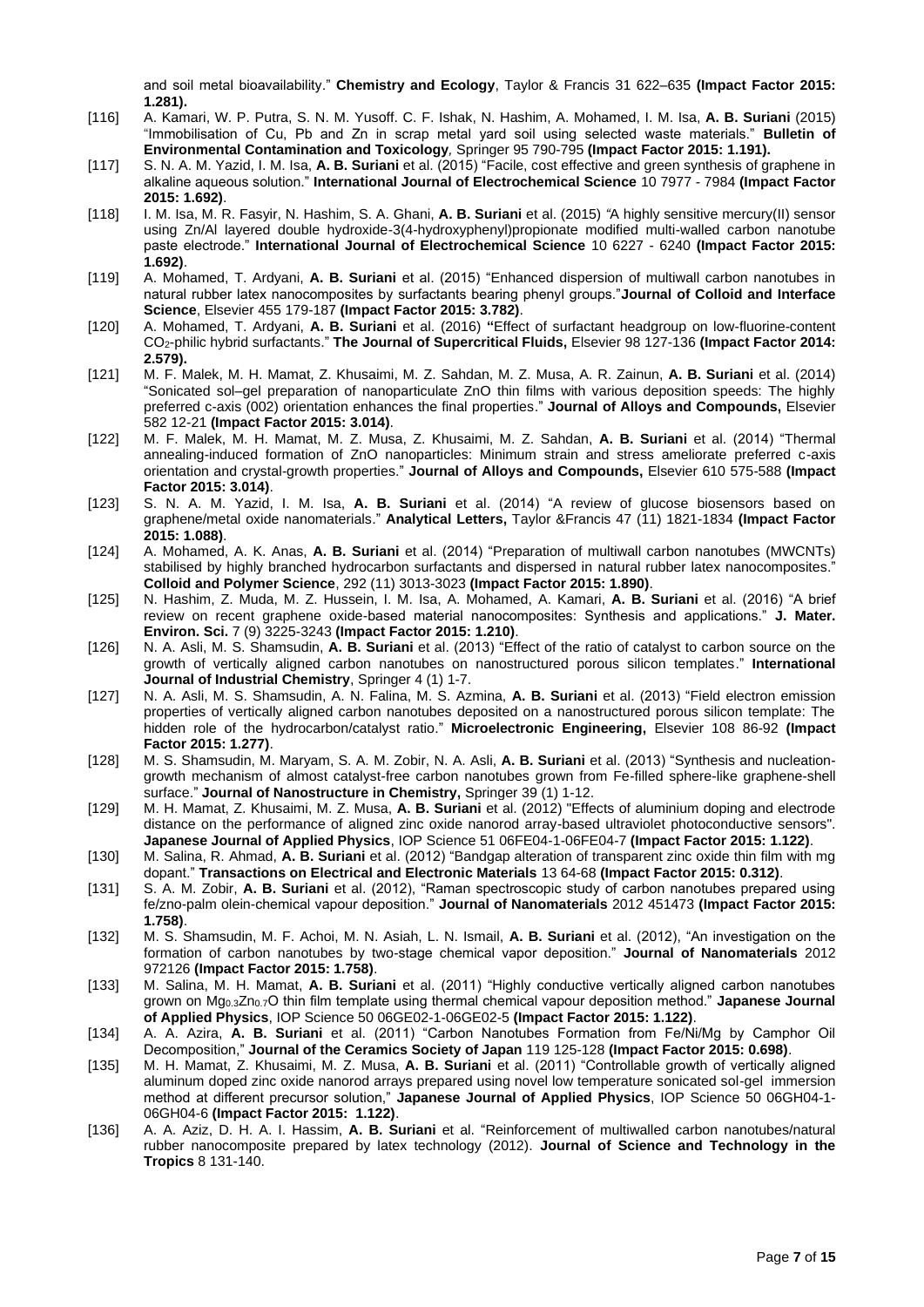and soil metal bioavailability." **Chemistry and Ecology**, Taylor & Francis 31 622–635 **(Impact Factor 2015: 1.281).**

[116] A. Kamari, W. P. Putra, S. N. M. Yusoff. C. F. Ishak, N. Hashim, A. Mohamed, I. M. Isa, **A. B. Suriani** (2015) "Immobilisation of Cu, Pb and Zn in scrap metal yard soil using selected waste materials." **Bulletin of Environmental Contamination and Toxicology**, Springer 95 790-795 **(Impact Factor 2015: 1.191).**

[117] S. N. A. M. Yazid, I. M. Isa, **A. B. Suriani** et al. (2015) "Facile, cost effective and green synthesis of graphene in alkaline aqueous solution." **International Journal of Electrochemical Science** 10 7977 - 7984 **(Impact Factor 2015: 1.692)**.

[118] I. M. Isa, M. R. Fasyir, N. Hashim, S. A. Ghani, **A. B. Suriani** et al. (2015) "A highly sensitive mercury(II) sensor using Zn/Al layered double hydroxide-3(4-hydroxyphenyl)propionate modified multi-walled carbon nanotube paste electrode." **International Journal of Electrochemical Science** 10 6227 - 6240 **(Impact Factor 2015: 1.692)**.

[119] A. Mohamed, T. Ardyani, **A. B. Suriani** et al. (2015) "Enhanced dispersion of multiwall carbon nanotubes in natural rubber latex nanocomposites by surfactants bearing phenyl groups."**Journal of Colloid and Interface Science**, Elsevier 455 179-187 **(Impact Factor 2015: 3.782)**.

[120] A. Mohamed, T. Ardyani, **A. B. Suriani** et al. (2016) **"**Effect of surfactant headgroup on low-fluorine-content $CO_2$-philic hybrid surfactants." **The Journal of Supercritical Fluids,** Elsevier 98 127-136 **(Impact Factor 2014: 2.579).**

[121] M. F. Malek, M. H. Mamat, Z. Khusaimi, M. Z. Sahdan, M. Z. Musa, A. R. Zainun, **A. B. Suriani** et al. (2014) "Sonicated sol–gel preparation of nanoparticulate ZnO thin films with various deposition speeds: The highly preferred c-axis (002) orientation enhances the final properties." **Journal of Alloys and Compounds,** Elsevier 582 12-21 **(Impact Factor 2015: 3.014)**.

[122] M. F. Malek, M. H. Mamat, M. Z. Musa, Z. Khusaimi, M. Z. Sahdan, **A. B. Suriani** et al. (2014) "Thermal annealing-induced formation of ZnO nanoparticles: Minimum strain and stress ameliorate preferred c-axis orientation and crystal-growth properties." **Journal of Alloys and Compounds,** Elsevier 610 575-588 **(Impact Factor 2015: 3.014)**.

[123] S. N. A. M. Yazid, I. M. Isa, **A. B. Suriani** et al. (2014) "A review of glucose biosensors based on graphene/metal oxide nanomaterials." **Analytical Letters,** Taylor &Francis 47 (11) 1821-1834 **(Impact Factor 2015: 1.088)**.

[124] A. Mohamed, A. K. Anas, **A. B. Suriani** et al. (2014) "Preparation of multiwall carbon nanotubes (MWCNTs) stabilised by highly branched hydrocarbon surfactants and dispersed in natural rubber latex nanocomposites." **Colloid and Polymer Science**, 292 (11) 3013-3023 **(Impact Factor 2015: 1.890)**.

[125] N. Hashim, Z. Muda, M. Z. Hussein, I. M. Isa, A. Mohamed, A. Kamari, **A. B. Suriani** et al. (2016) "A brief review on recent graphene oxide-based material nanocomposites: Synthesis and applications." **J. Mater. Environ. Sci.** 7 (9) 3225-3243 **(Impact Factor 2015: 1.210)**.

[126] N. A. Asli, M. S. Shamsudin, **A. B. Suriani** et al. (2013) "Effect of the ratio of catalyst to carbon source on the growth of vertically aligned carbon nanotubes on nanostructured porous silicon templates." **International Journal of Industrial Chemistry**, Springer 4 (1) 1-7.

[127] N. A. Asli, M. S. Shamsudin, A. N. Falina, M. S. Azmina, **A. B. Suriani** et al. (2013) "Field electron emission properties of vertically aligned carbon nanotubes deposited on a nanostructured porous silicon template: The hidden role of the hydrocarbon/catalyst ratio." **Microelectronic Engineering,** Elsevier 108 86-92 **(Impact Factor 2015: 1.277)**.

[128] M. S. Shamsudin, M. Maryam, S. A. M. Zobir, N. A. Asli, **A. B. Suriani** et al. (2013) "Synthesis and nucleation-growth mechanism of almost catalyst-free carbon nanotubes grown from Fe-filled sphere-like graphene-shell surface." **Journal of Nanostructure in Chemistry,** Springer 39 (1) 1-12.

[129] M. H. Mamat, Z. Khusaimi, M. Z. Musa, **A. B. Suriani** et al. (2012) "Effects of aluminium doping and electrode distance on the performance of aligned zinc oxide nanorod array-based ultraviolet photoconductive sensors". **Japanese Journal of Applied Physics**, IOP Science 51 06FE04-1-06FE04-7 **(Impact Factor 2015: 1.122)**.

[130] M. Salina, R. Ahmad, **A. B. Suriani** et al. (2012) "Bandgap alteration of transparent zinc oxide thin film with mg dopant." **Transactions on Electrical and Electronic Materials** 13 64-68 **(Impact Factor 2015: 0.312)**.

[131] S. A. M. Zobir, **A. B. Suriani** et al. (2012), "Raman spectroscopic study of carbon nanotubes prepared using fe/zno-palm olein-chemical vapour deposition." **Journal of Nanomaterials** 2012 451473 **(Impact Factor 2015: 1.758)**.

[132] M. S. Shamsudin, M. F. Achoi, M. N. Asiah, L. N. Ismail, **A. B. Suriani** et al. (2012), "An investigation on the formation of carbon nanotubes by two-stage chemical vapor deposition." **Journal of Nanomaterials** 2012 972126 **(Impact Factor 2015: 1.758)**.

[133] M. Salina, M. H. Mamat, **A. B. Suriani** et al. (2011) "Highly conductive vertically aligned carbon nanotubes grown on $Mg_{0.3}Zn_{0.7}O$ thin film template using thermal chemical vapour deposition method." **Japanese Journal of Applied Physics**, IOP Science 50 06GE02-1-06GE02-5 **(Impact Factor 2015: 1.122)**.

[134] A. A. Azira, **A. B. Suriani** et al. (2011) "Carbon Nanotubes Formation from Fe/Ni/Mg by Camphor Oil Decomposition," **Journal of the Ceramics Society of Japan** 119 125-128 **(Impact Factor 2015: 0.698)**.

[135] M. H. Mamat, Z. Khusaimi, M. Z. Musa, **A. B. Suriani** et al. (2011) "Controllable growth of vertically aligned aluminum doped zinc oxide nanorod arrays prepared using novel low temperature sonicated sol-gel immersion method at different precursor solution," **Japanese Journal of Applied Physics**, IOP Science 50 06GH04-1-06GH04-6 **(Impact Factor 2015: 1.122)**.

[136] A. A. Aziz, D. H. A. I. Hassim, **A. B. Suriani** et al. "Reinforcement of multiwalled carbon nanotubes/natural rubber nanocomposite prepared by latex technology (2012). **Journal of Science and Technology in the Tropics** 8 131-140.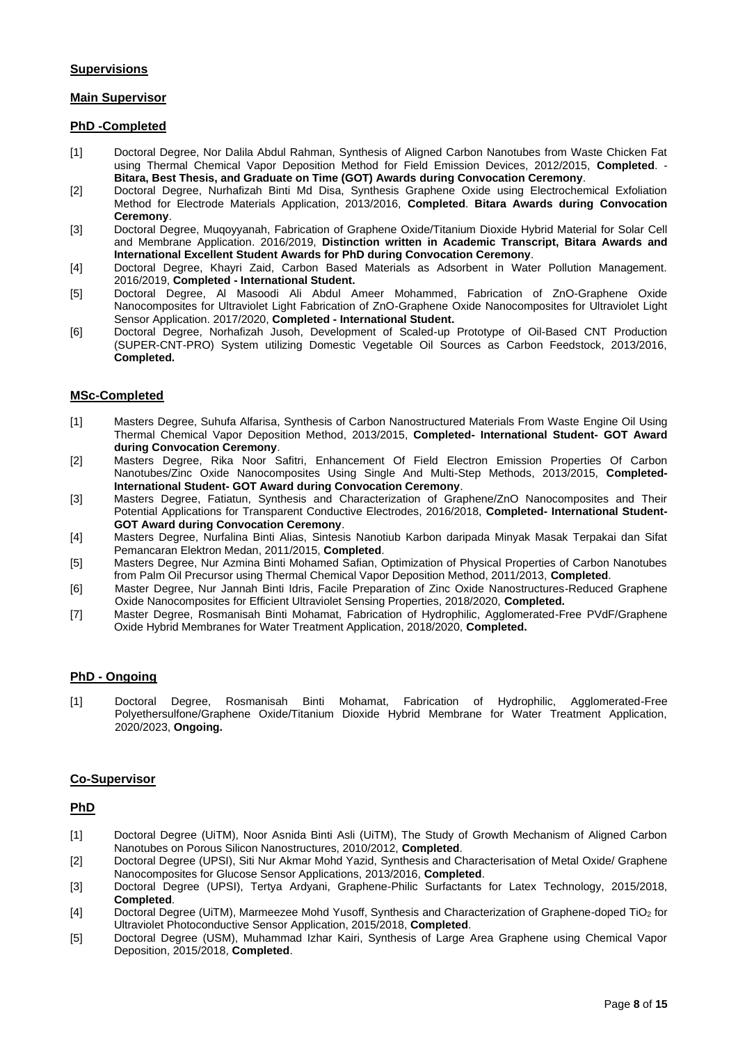## Supervisions

### Main Supervisor

#### PhD -Completed

[1] Doctoral Degree, Nor Dalila Abdul Rahman, Synthesis of Aligned Carbon Nanotubes from Waste Chicken Fat using Thermal Chemical Vapor Deposition Method for Field Emission Devices, 2012/2015, **Completed**. - **Bitara, Best Thesis, and Graduate on Time (GOT) Awards during Convocation Ceremony**.

[2] Doctoral Degree, Nurhafizah Binti Md Disa, Synthesis Graphene Oxide using Electrochemical Exfoliation Method for Electrode Materials Application, 2013/2016, **Completed**. **Bitara Awards during Convocation Ceremony**.

[3] Doctoral Degree, Muqoyyanah, Fabrication of Graphene Oxide/Titanium Dioxide Hybrid Material for Solar Cell and Membrane Application. 2016/2019, **Distinction written in Academic Transcript, Bitara Awards and International Excellent Student Awards for PhD during Convocation Ceremony**.

[4] Doctoral Degree, Khayri Zaid, Carbon Based Materials as Adsorbent in Water Pollution Management. 2016/2019, **Completed - International Student.**

[5] Doctoral Degree, Al Masoodi Ali Abdul Ameer Mohammed, Fabrication of ZnO-Graphene Oxide Nanocomposites for Ultraviolet Light Fabrication of ZnO-Graphene Oxide Nanocomposites for Ultraviolet Light Sensor Application. 2017/2020, **Completed - International Student.**

[6] Doctoral Degree, Norhafizah Jusoh, Development of Scaled-up Prototype of Oil-Based CNT Production (SUPER-CNT-PRO) System utilizing Domestic Vegetable Oil Sources as Carbon Feedstock, 2013/2016, **Completed.**

#### MSc-Completed

[1] Masters Degree, Suhufa Alfarisa, Synthesis of Carbon Nanostructured Materials From Waste Engine Oil Using Thermal Chemical Vapor Deposition Method, 2013/2015, **Completed- International Student- GOT Award during Convocation Ceremony**.

[2] Masters Degree, Rika Noor Safitri, Enhancement Of Field Electron Emission Properties Of Carbon Nanotubes/Zinc Oxide Nanocomposites Using Single And Multi-Step Methods, 2013/2015, **Completed-International Student- GOT Award during Convocation Ceremony**.

[3] Masters Degree, Fatiatun, Synthesis and Characterization of Graphene/ZnO Nanocomposites and Their Potential Applications for Transparent Conductive Electrodes, 2016/2018, **Completed- International Student-GOT Award during Convocation Ceremony**.

[4] Masters Degree, Nurfalina Binti Alias, Sintesis Nanotiub Karbon daripada Minyak Masak Terpakai dan Sifat Pemancaran Elektron Medan, 2011/2015, **Completed**.

[5] Masters Degree, Nur Azmina Binti Mohamed Safian, Optimization of Physical Properties of Carbon Nanotubes from Palm Oil Precursor using Thermal Chemical Vapor Deposition Method, 2011/2013, **Completed**.

[6] Master Degree, Nur Jannah Binti Idris, Facile Preparation of Zinc Oxide Nanostructures-Reduced Graphene Oxide Nanocomposites for Efficient Ultraviolet Sensing Properties, 2018/2020, **Completed.**

[7] Master Degree, Rosmanisah Binti Mohamat, Fabrication of Hydrophilic, Agglomerated-Free PVdF/Graphene Oxide Hybrid Membranes for Water Treatment Application, 2018/2020, **Completed.**

#### PhD - Ongoing

[1] Doctoral Degree, Rosmanisah Binti Mohamat, Fabrication of Hydrophilic, Agglomerated-Free Polyethersulfone/Graphene Oxide/Titanium Dioxide Hybrid Membrane for Water Treatment Application, 2020/2023, **Ongoing.**

### Co-Supervisor

#### PhD

[1] Doctoral Degree (UiTM), Noor Asnida Binti Asli (UiTM), The Study of Growth Mechanism of Aligned Carbon Nanotubes on Porous Silicon Nanostructures, 2010/2012, **Completed**.

[2] Doctoral Degree (UPSI), Siti Nur Akmar Mohd Yazid, Synthesis and Characterisation of Metal Oxide/ Graphene Nanocomposites for Glucose Sensor Applications, 2013/2016, **Completed**.

[3] Doctoral Degree (UPSI), Tertya Ardyani, Graphene-Philic Surfactants for Latex Technology, 2015/2018, **Completed**.

[4] Doctoral Degree (UiTM), Marmeezee Mohd Yusoff, Synthesis and Characterization of Graphene-doped $TiO_2$ for Ultraviolet Photoconductive Sensor Application, 2015/2018, **Completed**.

[5] Doctoral Degree (USM), Muhammad Izhar Kairi, Synthesis of Large Area Graphene using Chemical Vapor Deposition, 2015/2018, **Completed**.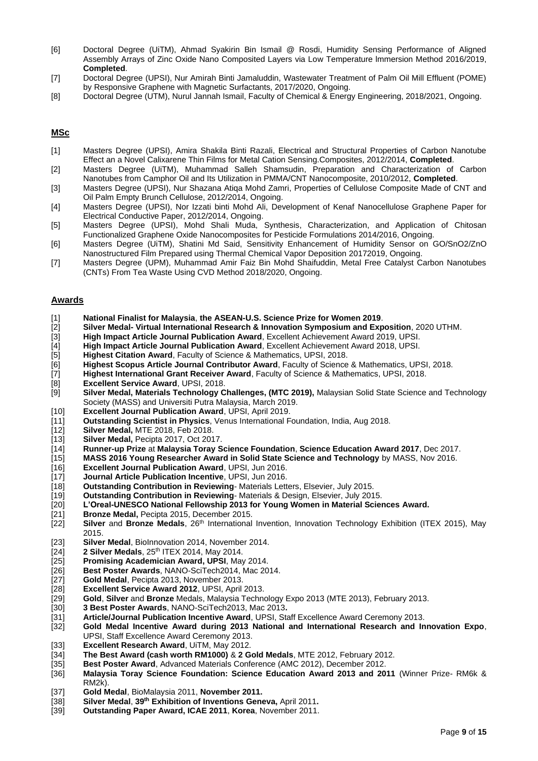[6] Doctoral Degree (UiTM), Ahmad Syakirin Bin Ismail @ Rosdi, Humidity Sensing Performance of Aligned Assembly Arrays of Zinc Oxide Nano Composited Layers via Low Temperature Immersion Method 2016/2019, **Completed**.

[7] Doctoral Degree (UPSI), Nur Amirah Binti Jamaluddin, Wastewater Treatment of Palm Oil Mill Effluent (POME) by Responsive Graphene with Magnetic Surfactants, 2017/2020, Ongoing.

[8] Doctoral Degree (UTM), Nurul Jannah Ismail, Faculty of Chemical & Energy Engineering, 2018/2021, Ongoing.

## MSc

[1] Masters Degree (UPSI), Amira Shakila Binti Razali, Electrical and Structural Properties of Carbon Nanotube Effect an a Novel Calixarene Thin Films for Metal Cation Sensing.Composites, 2012/2014, **Completed**.

[2] Masters Degree (UiTM), Muhammad Salleh Shamsudin, Preparation and Characterization of Carbon Nanotubes from Camphor Oil and Its Utilization in PMMA/CNT Nanocomposite, 2010/2012, **Completed**.

[3] Masters Degree (UPSI), Nur Shazana Atiqa Mohd Zamri, Properties of Cellulose Composite Made of CNT and Oil Palm Empty Brunch Cellulose, 2012/2014, Ongoing.

[4] Masters Degree (UPSI), Nor Izzati binti Mohd Ali, Development of Kenaf Nanocellulose Graphene Paper for Electrical Conductive Paper, 2012/2014, Ongoing.

[5] Masters Degree (UPSI), Mohd Shali Muda, Synthesis, Characterization, and Application of Chitosan Functionalized Graphene Oxide Nanocomposites for Pesticide Formulations 2014/2016, Ongoing.

[6] Masters Degree (UiTM), Shatini Md Said, Sensitivity Enhancement of Humidity Sensor on GO/SnO2/ZnO Nanostructured Film Prepared using Thermal Chemical Vapor Deposition 20172019, Ongoing.

[7] Masters Degree (UPM), Muhammad Amir Faiz Bin Mohd Shaifuddin, Metal Free Catalyst Carbon Nanotubes (CNTs) From Tea Waste Using CVD Method 2018/2020, Ongoing.

## Awards

[1] **National Finalist for Malaysia**, **the ASEAN-U.S. Science Prize for Women 2019**.

[2] **Silver Medal- Virtual International Research & Innovation Symposium and Exposition**, 2020 UTHM.

[3] **High Impact Article Journal Publication Award**, Excellent Achievement Award 2019, UPSI.

[4] **High Impact Article Journal Publication Award**, Excellent Achievement Award 2018, UPSI.

[5] **Highest Citation Award**, Faculty of Science & Mathematics, UPSI, 2018.

[6] **Highest Scopus Article Journal Contributor Award**, Faculty of Science & Mathematics, UPSI, 2018.

[7] **Highest International Grant Receiver Award**, Faculty of Science & Mathematics, UPSI, 2018.

[8] **Excellent Service Award**, UPSI, 2018.

[9] **Silver Medal, Materials Technology Challenges, (MTC 2019),** Malaysian Solid State Science and Technology Society (MASS) and Universiti Putra Malaysia, March 2019.

[10] **Excellent Journal Publication Award**, UPSI, April 2019.

[11] **Outstanding Scientist in Physics**, Venus International Foundation, India, Aug 2018.

[12] **Silver Medal,** MTE 2018, Feb 2018.

[13] **Silver Medal,** Pecipta 2017, Oct 2017.

[14] **Runner-up Prize** at **Malaysia Toray Science Foundation**, **Science Education Award 2017**, Dec 2017.

[15] **MASS 2016 Young Researcher Award in Solid State Science and Technology** by MASS, Nov 2016.

[16] **Excellent Journal Publication Award**, UPSI, Jun 2016.

[17] **Journal Article Publication Incentive**, UPSI, Jun 2016.

[18] **Outstanding Contribution in Reviewing**- Materials Letters, Elsevier, July 2015.

[19] **Outstanding Contribution in Reviewing**- Materials & Design, Elsevier, July 2015.

[20] **L'Oreal-UNESCO National Fellowship 2013 for Young Women in Material Sciences Award.**

[21] **Bronze Medal,** Pecipta 2015, December 2015.

[22] **Silver** and **Bronze Medals**, 26th International Invention, Innovation Technology Exhibition (ITEX 2015), May 2015.

[23] **Silver Medal**, BioInnovation 2014, November 2014.

[24] **2 Silver Medals**, 25th ITEX 2014, May 2014.

[25] **Promising Academician Award, UPSI**, May 2014.

[26] **Best Poster Awards**, NANO-SciTech2014, Mac 2014.

[27] **Gold Medal**, Pecipta 2013, November 2013.

[28] **Excellent Service Award 2012**, UPSI, April 2013.

[29] **Gold**, **Silver** and **Bronze** Medals, Malaysia Technology Expo 2013 (MTE 2013), February 2013.

[30] **3 Best Poster Awards**, NANO-SciTech2013, Mac 2013**.**

[31] **Article/Journal Publication Incentive Award**, UPSI, Staff Excellence Award Ceremony 2013.

[32] **Gold Medal Incentive Award during 2013 National and International Research and Innovation Expo**, UPSI, Staff Excellence Award Ceremony 2013.

[33] **Excellent Research Award**, UiTM, May 2012.

[34] **The Best Award (cash worth RM1000)** & **2 Gold Medals**, MTE 2012, February 2012.

[35] **Best Poster Award**, Advanced Materials Conference (AMC 2012), December 2012.

[36] **Malaysia Toray Science Foundation: Science Education Award 2013 and 2011** (Winner Prize- RM6k & RM2k).

[37] **Gold Medal**, BioMalaysia 2011, **November 2011.**

[38] **Silver Medal**, **39th Exhibition of Inventions Geneva,** April 2011**.**

[39] **Outstanding Paper Award, ICAE 2011**, **Korea**, November 2011.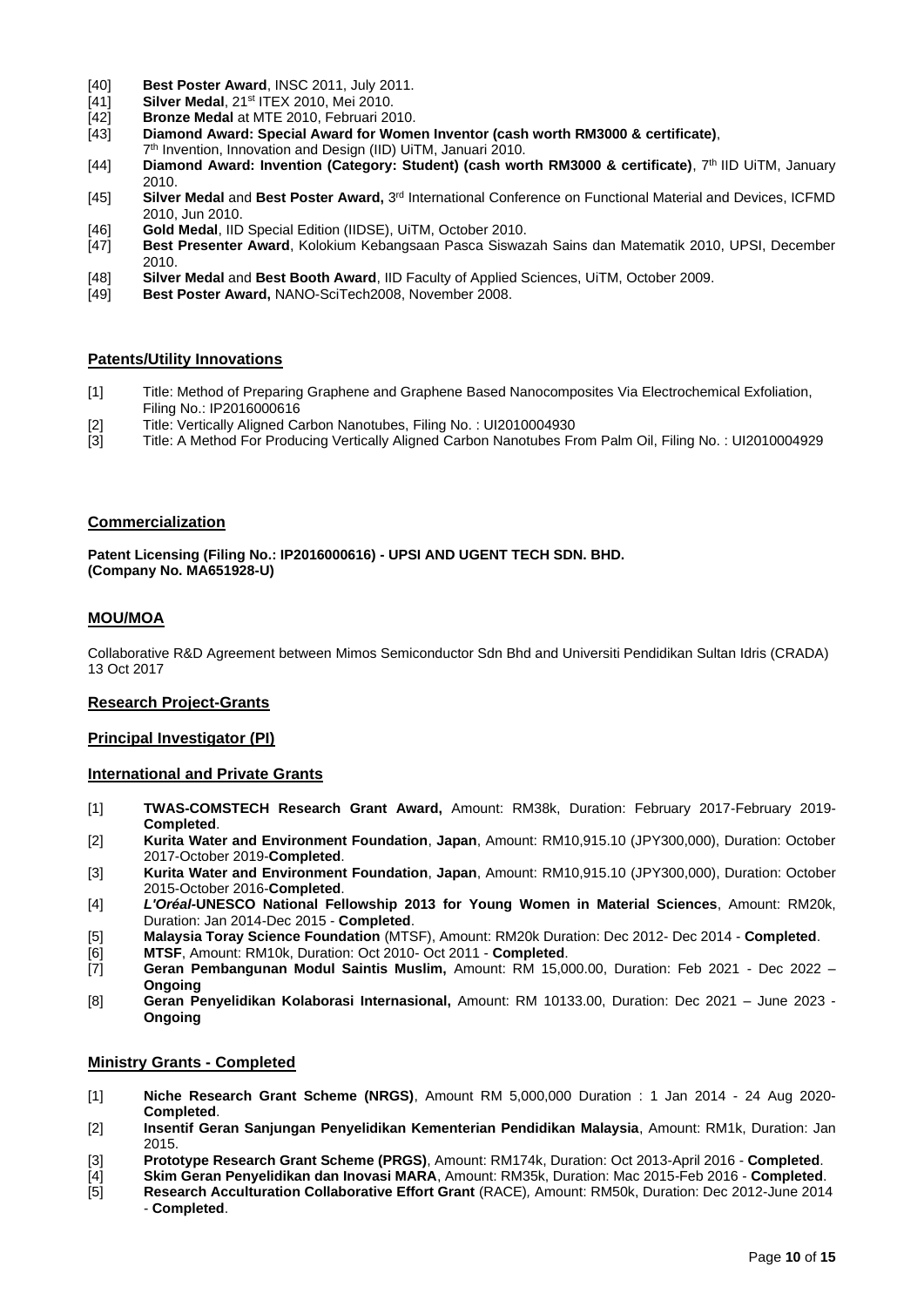[40] **Best Poster Award**, INSC 2011, July 2011.
[41] **Silver Medal**, 21st ITEX 2010, Mei 2010.
[42] **Bronze Medal** at MTE 2010, Februari 2010.
[43] **Diamond Award: Special Award for Women Inventor (cash worth RM3000 & certificate)**, 7th Invention, Innovation and Design (IID) UiTM, Januari 2010.
[44] **Diamond Award: Invention (Category: Student) (cash worth RM3000 & certificate)**, 7th IID UiTM, January 2010.
[45] **Silver Medal** and **Best Poster Award,** 3rd International Conference on Functional Material and Devices, ICFMD 2010, Jun 2010.
[46] **Gold Medal**, IID Special Edition (IIDSE), UiTM, October 2010.
[47] **Best Presenter Award**, Kolokium Kebangsaan Pasca Siswazah Sains dan Matematik 2010, UPSI, December 2010.
[48] **Silver Medal** and **Best Booth Award**, IID Faculty of Applied Sciences, UiTM, October 2009.
[49] **Best Poster Award,** NANO-SciTech2008, November 2008.

## Patents/Utility Innovations

[1] Title: Method of Preparing Graphene and Graphene Based Nanocomposites Via Electrochemical Exfoliation, Filing No.: IP2016000616
[2] Title: Vertically Aligned Carbon Nanotubes, Filing No. : UI2010004930
[3] Title: A Method For Producing Vertically Aligned Carbon Nanotubes From Palm Oil, Filing No. : UI2010004929

## Commercialization

**Patent Licensing (Filing No.: IP2016000616) - UPSI AND UGENT TECH SDN. BHD. (Company No. MA651928-U)**

## MOU/MOA

Collaborative R&D Agreement between Mimos Semiconductor Sdn Bhd and Universiti Pendidikan Sultan Idris (CRADA) 13 Oct 2017

## Research Project-Grants

## Principal Investigator (PI)

## International and Private Grants

[1] **TWAS-COMSTECH Research Grant Award,** Amount: RM38k, Duration: February 2017-February 2019-**Completed**.
[2] **Kurita Water and Environment Foundation**, **Japan**, Amount: RM10,915.10 (JPY300,000), Duration: October 2017-October 2019-**Completed**.
[3] **Kurita Water and Environment Foundation**, **Japan**, Amount: RM10,915.10 (JPY300,000), Duration: October 2015-October 2016-**Completed**.
[4] ***L'Oréal*-UNESCO National Fellowship 2013 for Young Women in Material Sciences**, Amount: RM20k, Duration: Jan 2014-Dec 2015 - **Completed**.
[5] **Malaysia Toray Science Foundation** (MTSF), Amount: RM20k Duration: Dec 2012- Dec 2014 - **Completed**.
[6] **MTSF**, Amount: RM10k, Duration: Oct 2010- Oct 2011 - **Completed**.
[7] **Geran Pembangunan Modul Saintis Muslim,** Amount: RM 15,000.00, Duration: Feb 2021 - Dec 2022 – **Ongoing**
[8] **Geran Penyelidikan Kolaborasi Internasional,** Amount: RM 10133.00, Duration: Dec 2021 – June 2023 - **Ongoing**

## Ministry Grants - Completed

[1] **Niche Research Grant Scheme (NRGS)**, Amount RM 5,000,000 Duration : 1 Jan 2014 - 24 Aug 2020-**Completed**.
[2] **Insentif Geran Sanjungan Penyelidikan Kementerian Pendidikan Malaysia**, Amount: RM1k, Duration: Jan 2015.
[3] **Prototype Research Grant Scheme (PRGS)**, Amount: RM174k, Duration: Oct 2013-April 2016 - **Completed**.
[4] **Skim Geran Penyelidikan dan Inovasi MARA**, Amount: RM35k, Duration: Mac 2015-Feb 2016 - **Completed**.
[5] **Research Acculturation Collaborative Effort Grant** (RACE), Amount: RM50k, Duration: Dec 2012-June 2014 - **Completed**.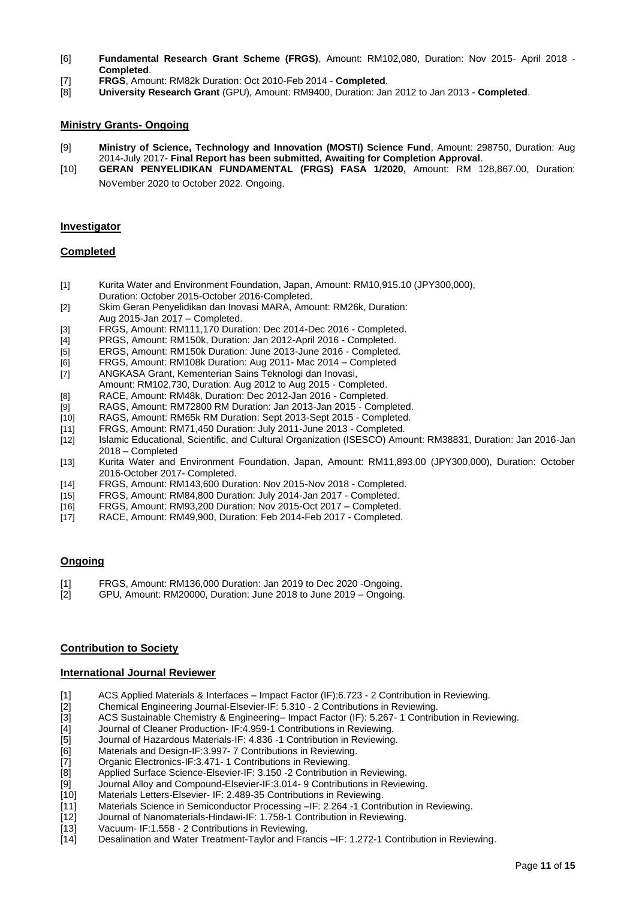[6] **Fundamental Research Grant Scheme (FRGS)**, Amount: RM102,080, Duration: Nov 2015- April 2018 - **Completed**.

[7] **FRGS**, Amount: RM82k Duration: Oct 2010-Feb 2014 - **Completed**.

[8] **University Research Grant** (GPU), Amount: RM9400, Duration: Jan 2012 to Jan 2013 - **Completed**.

## Ministry Grants- Ongoing

[9] **Ministry of Science, Technology and Innovation (MOSTI) Science Fund**, Amount: 298750, Duration: Aug 2014-July 2017- **Final Report has been submitted, Awaiting for Completion Approval**.

[10] **GERAN PENYELIDIKAN FUNDAMENTAL (FRGS) FASA 1/2020,** Amount: RM 128,867.00, Duration: November 2020 to October 2022. Ongoing.

## Investigator

### Completed

[1] Kurita Water and Environment Foundation, Japan, Amount: RM10,915.10 (JPY300,000), Duration: October 2015-October 2016-Completed.

[2] Skim Geran Penyelidikan dan Inovasi MARA, Amount: RM26k, Duration: Aug 2015-Jan 2017 – Completed.

[3] FRGS, Amount: RM111,170 Duration: Dec 2014-Dec 2016 - Completed.

[4] PRGS, Amount: RM150k, Duration: Jan 2012-April 2016 - Completed.

[5] ERGS, Amount: RM150k Duration: June 2013-June 2016 - Completed.

[6] FRGS, Amount: RM108k Duration: Aug 2011- Mac 2014 – Completed

[7] ANGKASA Grant, Kementerian Sains Teknologi dan Inovasi, Amount: RM102,730, Duration: Aug 2012 to Aug 2015 - Completed.

[8] RACE, Amount: RM48k, Duration: Dec 2012-Jan 2016 - Completed.

[9] RAGS, Amount: RM72800 RM Duration: Jan 2013-Jan 2015 - Completed.

[10] RAGS, Amount: RM65k RM Duration: Sept 2013-Sept 2015 - Completed.

[11] FRGS, Amount: RM71,450 Duration: July 2011-June 2013 - Completed.

[12] Islamic Educational, Scientific, and Cultural Organization (ISESCO) Amount: RM38831, Duration: Jan 2016-Jan 2018 – Completed

[13] Kurita Water and Environment Foundation, Japan, Amount: RM11,893.00 (JPY300,000), Duration: October 2016-October 2017- Completed.

[14] FRGS, Amount: RM143,600 Duration: Nov 2015-Nov 2018 - Completed.

[15] FRGS, Amount: RM84,800 Duration: July 2014-Jan 2017 - Completed.

[16] FRGS, Amount: RM93,200 Duration: Nov 2015-Oct 2017 – Completed.

[17] RACE, Amount: RM49,900, Duration: Feb 2014-Feb 2017 - Completed.

### Ongoing

[1] FRGS, Amount: RM136,000 Duration: Jan 2019 to Dec 2020 -Ongoing.

[2] GPU, Amount: RM20000, Duration: June 2018 to June 2019 – Ongoing.

## Contribution to Society

### International Journal Reviewer

[1] ACS Applied Materials & Interfaces – Impact Factor (IF):6.723 - 2 Contribution in Reviewing.

[2] Chemical Engineering Journal-Elsevier-IF: 5.310 - 2 Contributions in Reviewing.

[3] ACS Sustainable Chemistry & Engineering– Impact Factor (IF): 5.267- 1 Contribution in Reviewing.

[4] Journal of Cleaner Production- IF:4.959-1 Contributions in Reviewing.

[5] Journal of Hazardous Materials-IF: 4.836 -1 Contribution in Reviewing.

[6] Materials and Design-IF:3.997- 7 Contributions in Reviewing.

[7] Organic Electronics-IF:3.471- 1 Contributions in Reviewing.

[8] Applied Surface Science-Elsevier-IF: 3.150 -2 Contribution in Reviewing.

[9] Journal Alloy and Compound-Elsevier-IF:3.014- 9 Contributions in Reviewing.

[10] Materials Letters-Elsevier- IF: 2.489-35 Contributions in Reviewing.

[11] Materials Science in Semiconductor Processing –IF: 2.264 -1 Contribution in Reviewing.

[12] Journal of Nanomaterials-Hindawi-IF: 1.758-1 Contribution in Reviewing.

[13] Vacuum- IF:1.558 - 2 Contributions in Reviewing.

[14] Desalination and Water Treatment-Taylor and Francis –IF: 1.272-1 Contribution in Reviewing.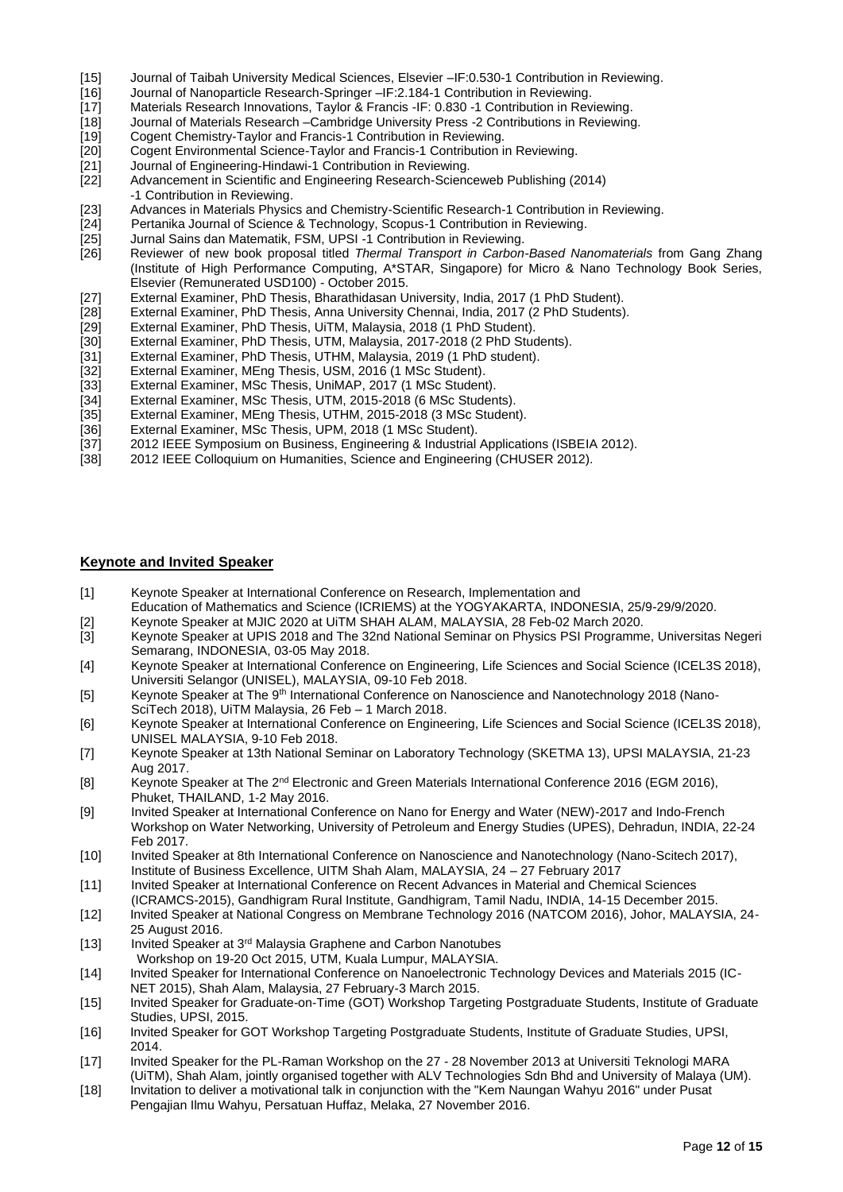[15] Journal of Taibah University Medical Sciences, Elsevier –IF:0.530-1 Contribution in Reviewing.
[16] Journal of Nanoparticle Research-Springer –IF:2.184-1 Contribution in Reviewing.
[17] Materials Research Innovations, Taylor & Francis -IF: 0.830 -1 Contribution in Reviewing.
[18] Journal of Materials Research –Cambridge University Press -2 Contributions in Reviewing.
[19] Cogent Chemistry-Taylor and Francis-1 Contribution in Reviewing.
[20] Cogent Environmental Science-Taylor and Francis-1 Contribution in Reviewing.
[21] Journal of Engineering-Hindawi-1 Contribution in Reviewing.
[22] Advancement in Scientific and Engineering Research-Scienceweb Publishing (2014) -1 Contribution in Reviewing.
[23] Advances in Materials Physics and Chemistry-Scientific Research-1 Contribution in Reviewing.
[24] Pertanika Journal of Science & Technology, Scopus-1 Contribution in Reviewing.
[25] Jurnal Sains dan Matematik, FSM, UPSI -1 Contribution in Reviewing.
[26] Reviewer of new book proposal titled *Thermal Transport in Carbon-Based Nanomaterials* from Gang Zhang (Institute of High Performance Computing, A*STAR, Singapore) for Micro & Nano Technology Book Series, Elsevier (Remunerated USD100) - October 2015.
[27] External Examiner, PhD Thesis, Bharathidasan University, India, 2017 (1 PhD Student).
[28] External Examiner, PhD Thesis, Anna University Chennai, India, 2017 (2 PhD Students).
[29] External Examiner, PhD Thesis, UiTM, Malaysia, 2018 (1 PhD Student).
[30] External Examiner, PhD Thesis, UTM, Malaysia, 2017-2018 (2 PhD Students).
[31] External Examiner, PhD Thesis, UTHM, Malaysia, 2019 (1 PhD student).
[32] External Examiner, MEng Thesis, USM, 2016 (1 MSc Student).
[33] External Examiner, MSc Thesis, UniMAP, 2017 (1 MSc Student).
[34] External Examiner, MSc Thesis, UTM, 2015-2018 (6 MSc Students).
[35] External Examiner, MEng Thesis, UTHM, 2015-2018 (3 MSc Student).
[36] External Examiner, MSc Thesis, UPM, 2018 (1 MSc Student).
[37] 2012 IEEE Symposium on Business, Engineering & Industrial Applications (ISBEIA 2012).
[38] 2012 IEEE Colloquium on Humanities, Science and Engineering (CHUSER 2012).

## Keynote and Invited Speaker

[1] Keynote Speaker at International Conference on Research, Implementation and Education of Mathematics and Science (ICRIEMS) at the YOGYAKARTA, INDONESIA, 25/9-29/9/2020.
[2] Keynote Speaker at MJIC 2020 at UiTM SHAH ALAM, MALAYSIA, 28 Feb-02 March 2020.
[3] Keynote Speaker at UPIS 2018 and The 32nd National Seminar on Physics PSI Programme, Universitas Negeri Semarang, INDONESIA, 03-05 May 2018.
[4] Keynote Speaker at International Conference on Engineering, Life Sciences and Social Science (ICEL3S 2018), Universiti Selangor (UNISEL), MALAYSIA, 09-10 Feb 2018.
[5] Keynote Speaker at The 9th International Conference on Nanoscience and Nanotechnology 2018 (Nano-SciTech 2018), UiTM Malaysia, 26 Feb – 1 March 2018.
[6] Keynote Speaker at International Conference on Engineering, Life Sciences and Social Science (ICEL3S 2018), UNISEL MALAYSIA, 9-10 Feb 2018.
[7] Keynote Speaker at 13th National Seminar on Laboratory Technology (SKETMA 13), UPSI MALAYSIA, 21-23 Aug 2017.
[8] Keynote Speaker at The 2nd Electronic and Green Materials International Conference 2016 (EGM 2016), Phuket, THAILAND, 1-2 May 2016.
[9] Invited Speaker at International Conference on Nano for Energy and Water (NEW)-2017 and Indo-French Workshop on Water Networking, University of Petroleum and Energy Studies (UPES), Dehradun, INDIA, 22-24 Feb 2017.
[10] Invited Speaker at 8th International Conference on Nanoscience and Nanotechnology (Nano-Scitech 2017), Institute of Business Excellence, UITM Shah Alam, MALAYSIA, 24 – 27 February 2017
[11] Invited Speaker at International Conference on Recent Advances in Material and Chemical Sciences (ICRAMCS-2015), Gandhigram Rural Institute, Gandhigram, Tamil Nadu, INDIA, 14-15 December 2015.
[12] Invited Speaker at National Congress on Membrane Technology 2016 (NATCOM 2016), Johor, MALAYSIA, 24-25 August 2016.
[13] Invited Speaker at 3rd Malaysia Graphene and Carbon Nanotubes Workshop on 19-20 Oct 2015, UTM, Kuala Lumpur, MALAYSIA.
[14] Invited Speaker for International Conference on Nanoelectronic Technology Devices and Materials 2015 (IC-NET 2015), Shah Alam, Malaysia, 27 February-3 March 2015.
[15] Invited Speaker for Graduate-on-Time (GOT) Workshop Targeting Postgraduate Students, Institute of Graduate Studies, UPSI, 2015.
[16] Invited Speaker for GOT Workshop Targeting Postgraduate Students, Institute of Graduate Studies, UPSI, 2014.
[17] Invited Speaker for the PL-Raman Workshop on the 27 - 28 November 2013 at Universiti Teknologi MARA (UiTM), Shah Alam, jointly organised together with ALV Technologies Sdn Bhd and University of Malaya (UM).
[18] Invitation to deliver a motivational talk in conjunction with the "Kem Naungan Wahyu 2016" under Pusat Pengajian Ilmu Wahyu, Persatuan Huffaz, Melaka, 27 November 2016.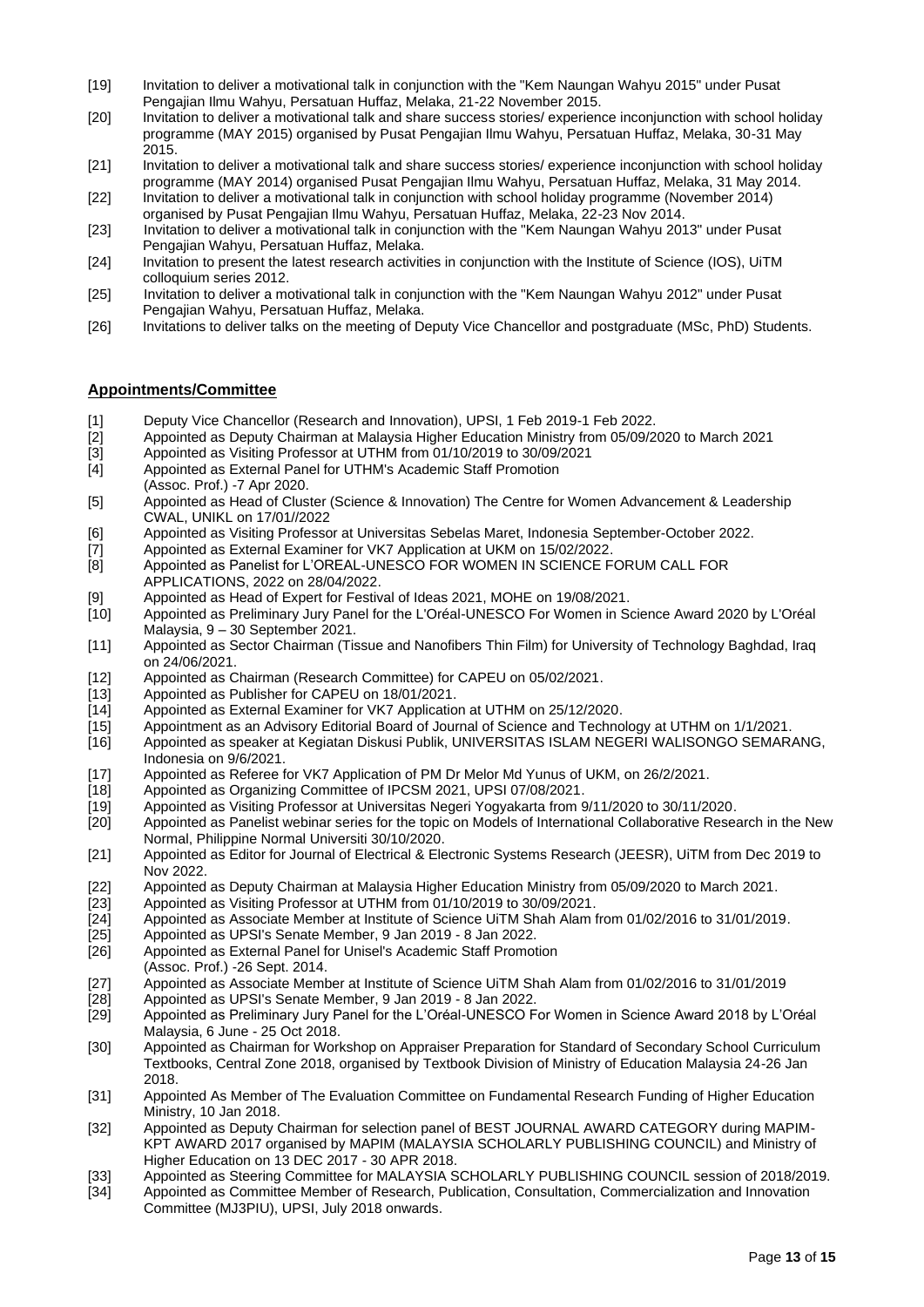[19] Invitation to deliver a motivational talk in conjunction with the "Kem Naungan Wahyu 2015" under Pusat Pengajian Ilmu Wahyu, Persatuan Huffaz, Melaka, 21-22 November 2015.

[20] Invitation to deliver a motivational talk and share success stories/ experience inconjunction with school holiday programme (MAY 2015) organised by Pusat Pengajian Ilmu Wahyu, Persatuan Huffaz, Melaka, 30-31 May 2015.

[21] Invitation to deliver a motivational talk and share success stories/ experience inconjunction with school holiday programme (MAY 2014) organised Pusat Pengajian Ilmu Wahyu, Persatuan Huffaz, Melaka, 31 May 2014.

[22] Invitation to deliver a motivational talk in conjunction with school holiday programme (November 2014) organised by Pusat Pengajian Ilmu Wahyu, Persatuan Huffaz, Melaka, 22-23 Nov 2014.

[23] Invitation to deliver a motivational talk in conjunction with the "Kem Naungan Wahyu 2013" under Pusat Pengajian Wahyu, Persatuan Huffaz, Melaka.

[24] Invitation to present the latest research activities in conjunction with the Institute of Science (IOS), UiTM colloquium series 2012.

[25] Invitation to deliver a motivational talk in conjunction with the "Kem Naungan Wahyu 2012" under Pusat Pengajian Wahyu, Persatuan Huffaz, Melaka.

[26] Invitations to deliver talks on the meeting of Deputy Vice Chancellor and postgraduate (MSc, PhD) Students.

## Appointments/Committee

[1] Deputy Vice Chancellor (Research and Innovation), UPSI, 1 Feb 2019-1 Feb 2022.

[2] Appointed as Deputy Chairman at Malaysia Higher Education Ministry from 05/09/2020 to March 2021

[3] Appointed as Visiting Professor at UTHM from 01/10/2019 to 30/09/2021

[4] Appointed as External Panel for UTHM's Academic Staff Promotion (Assoc. Prof.) -7 Apr 2020.

[5] Appointed as Head of Cluster (Science & Innovation) The Centre for Women Advancement & Leadership CWAL, UNIKL on 17/01//2022

[6] Appointed as Visiting Professor at Universitas Sebelas Maret, Indonesia September-October 2022.

[7] Appointed as External Examiner for VK7 Application at UKM on 15/02/2022.

[8] Appointed as Panelist for L'OREAL-UNESCO FOR WOMEN IN SCIENCE FORUM CALL FOR APPLICATIONS, 2022 on 28/04/2022.

[9] Appointed as Head of Expert for Festival of Ideas 2021, MOHE on 19/08/2021.

[10] Appointed as Preliminary Jury Panel for the L'Oréal-UNESCO For Women in Science Award 2020 by L'Oréal Malaysia, 9 – 30 September 2021.

[11] Appointed as Sector Chairman (Tissue and Nanofibers Thin Film) for University of Technology Baghdad, Iraq on 24/06/2021.

[12] Appointed as Chairman (Research Committee) for CAPEU on 05/02/2021.

[13] Appointed as Publisher for CAPEU on 18/01/2021.

[14] Appointed as External Examiner for VK7 Application at UTHM on 25/12/2020.

[15] Appointment as an Advisory Editorial Board of Journal of Science and Technology at UTHM on 1/1/2021.

[16] Appointed as speaker at Kegiatan Diskusi Publik, UNIVERSITAS ISLAM NEGERI WALISONGO SEMARANG, Indonesia on 9/6/2021.

[17] Appointed as Referee for VK7 Application of PM Dr Melor Md Yunus of UKM, on 26/2/2021.

[18] Appointed as Organizing Committee of IPCSM 2021, UPSI 07/08/2021.

[19] Appointed as Visiting Professor at Universitas Negeri Yogyakarta from 9/11/2020 to 30/11/2020.

[20] Appointed as Panelist webinar series for the topic on Models of International Collaborative Research in the New Normal, Philippine Normal Universiti 30/10/2020.

[21] Appointed as Editor for Journal of Electrical & Electronic Systems Research (JEESR), UiTM from Dec 2019 to Nov 2022.

[22] Appointed as Deputy Chairman at Malaysia Higher Education Ministry from 05/09/2020 to March 2021.

[23] Appointed as Visiting Professor at UTHM from 01/10/2019 to 30/09/2021.

[24] Appointed as Associate Member at Institute of Science UiTM Shah Alam from 01/02/2016 to 31/01/2019.

[25] Appointed as UPSI's Senate Member, 9 Jan 2019 - 8 Jan 2022.

[26] Appointed as External Panel for Unisel's Academic Staff Promotion (Assoc. Prof.) -26 Sept. 2014.

[27] Appointed as Associate Member at Institute of Science UiTM Shah Alam from 01/02/2016 to 31/01/2019

[28] Appointed as UPSI's Senate Member, 9 Jan 2019 - 8 Jan 2022.

[29] Appointed as Preliminary Jury Panel for the L'Oréal-UNESCO For Women in Science Award 2018 by L'Oréal Malaysia, 6 June - 25 Oct 2018.

[30] Appointed as Chairman for Workshop on Appraiser Preparation for Standard of Secondary School Curriculum Textbooks, Central Zone 2018, organised by Textbook Division of Ministry of Education Malaysia 24-26 Jan 2018.

[31] Appointed As Member of The Evaluation Committee on Fundamental Research Funding of Higher Education Ministry, 10 Jan 2018.

[32] Appointed as Deputy Chairman for selection panel of BEST JOURNAL AWARD CATEGORY during MAPIM-KPT AWARD 2017 organised by MAPIM (MALAYSIA SCHOLARLY PUBLISHING COUNCIL) and Ministry of Higher Education on 13 DEC 2017 - 30 APR 2018.

[33] Appointed as Steering Committee for MALAYSIA SCHOLARLY PUBLISHING COUNCIL session of 2018/2019.

[34] Appointed as Committee Member of Research, Publication, Consultation, Commercialization and Innovation Committee (MJ3PIU), UPSI, July 2018 onwards.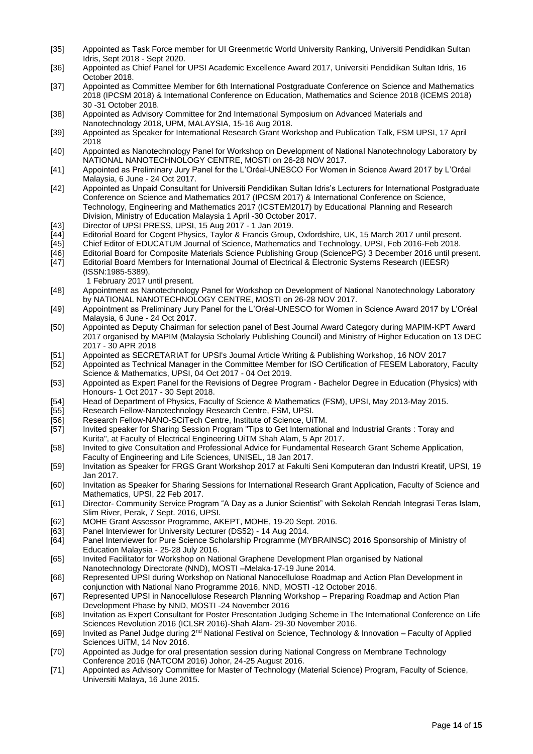[35] Appointed as Task Force member for UI Greenmetric World University Ranking, Universiti Pendidikan Sultan Idris, Sept 2018 - Sept 2020.

[36] Appointed as Chief Panel for UPSI Academic Excellence Award 2017, Universiti Pendidikan Sultan Idris, 16 October 2018.

[37] Appointed as Committee Member for 6th International Postgraduate Conference on Science and Mathematics 2018 (IPCSM 2018) & International Conference on Education, Mathematics and Science 2018 (ICEMS 2018) 30 -31 October 2018.

[38] Appointed as Advisory Committee for 2nd International Symposium on Advanced Materials and Nanotechnology 2018, UPM, MALAYSIA, 15-16 Aug 2018.

[39] Appointed as Speaker for International Research Grant Workshop and Publication Talk, FSM UPSI, 17 April 2018

[40] Appointed as Nanotechnology Panel for Workshop on Development of National Nanotechnology Laboratory by NATIONAL NANOTECHNOLOGY CENTRE, MOSTI on 26-28 NOV 2017.

[41] Appointed as Preliminary Jury Panel for the L'Oréal-UNESCO For Women in Science Award 2017 by L'Oréal Malaysia, 6 June - 24 Oct 2017.

[42] Appointed as Unpaid Consultant for Universiti Pendidikan Sultan Idris's Lecturers for International Postgraduate Conference on Science and Mathematics 2017 (IPCSM 2017) & International Conference on Science, Technology, Engineering and Mathematics 2017 (ICSTEM2017) by Educational Planning and Research Division, Ministry of Education Malaysia 1 April -30 October 2017.

[43] Director of UPSI PRESS, UPSI, 15 Aug 2017 - 1 Jan 2019.

[44] Editorial Board for Cogent Physics, Taylor & Francis Group, Oxfordshire, UK, 15 March 2017 until present.

[45] Chief Editor of EDUCATUM Journal of Science, Mathematics and Technology, UPSI, Feb 2016-Feb 2018.

[46] Editorial Board for Composite Materials Science Publishing Group (SciencePG) 3 December 2016 until present.

[47] Editorial Board Members for International Journal of Electrical & Electronic Systems Research (IEESR) (ISSN:1985-5389), 1 February 2017 until present.

[48] Appointment as Nanotechnology Panel for Workshop on Development of National Nanotechnology Laboratory by NATIONAL NANOTECHNOLOGY CENTRE, MOSTI on 26-28 NOV 2017.

[49] Appointment as Preliminary Jury Panel for the L'Oréal-UNESCO for Women in Science Award 2017 by L'Oréal Malaysia, 6 June - 24 Oct 2017.

[50] Appointed as Deputy Chairman for selection panel of Best Journal Award Category during MAPIM-KPT Award 2017 organised by MAPIM (Malaysia Scholarly Publishing Council) and Ministry of Higher Education on 13 DEC 2017 - 30 APR 2018

[51] Appointed as SECRETARIAT for UPSI's Journal Article Writing & Publishing Workshop, 16 NOV 2017

[52] Appointed as Technical Manager in the Committee Member for ISO Certification of FESEM Laboratory, Faculty Science & Mathematics, UPSI, 04 Oct 2017 - 04 Oct 2019.

[53] Appointed as Expert Panel for the Revisions of Degree Program - Bachelor Degree in Education (Physics) with Honours- 1 Oct 2017 - 30 Sept 2018.

[54] Head of Department of Physics, Faculty of Science & Mathematics (FSM), UPSI, May 2013-May 2015.

[55] Research Fellow-Nanotechnology Research Centre, FSM, UPSI.

[56] Research Fellow-NANO-SCiTech Centre, Institute of Science, UiTM.

[57] Invited speaker for Sharing Session Program "Tips to Get International and Industrial Grants : Toray and Kurita", at Faculty of Electrical Engineering UiTM Shah Alam, 5 Apr 2017.

[58] Invited to give Consultation and Professional Advice for Fundamental Research Grant Scheme Application, Faculty of Engineering and Life Sciences, UNISEL, 18 Jan 2017.

[59] Invitation as Speaker for FRGS Grant Workshop 2017 at Fakulti Seni Komputeran dan Industri Kreatif, UPSI, 19 Jan 2017.

[60] Invitation as Speaker for Sharing Sessions for International Research Grant Application, Faculty of Science and Mathematics, UPSI, 22 Feb 2017.

[61] Director- Community Service Program "A Day as a Junior Scientist" with Sekolah Rendah Integrasi Teras Islam, Slim River, Perak, 7 Sept. 2016, UPSI.

[62] MOHE Grant Assessor Programme, AKEPT, MOHE, 19-20 Sept. 2016.

[63] Panel Interviewer for University Lecturer (DS52) - 14 Aug 2014.

[64] Panel Interviewer for Pure Science Scholarship Programme (MYBRAINSC) 2016 Sponsorship of Ministry of Education Malaysia - 25-28 July 2016.

[65] Invited Facilitator for Workshop on National Graphene Development Plan organised by National Nanotechnology Directorate (NND), MOSTI –Melaka-17-19 June 2014.

[66] Represented UPSI during Workshop on National Nanocellulose Roadmap and Action Plan Development in conjunction with National Nano Programme 2016, NND, MOSTI -12 October 2016.

[67] Represented UPSI in Nanocellulose Research Planning Workshop – Preparing Roadmap and Action Plan Development Phase by NND, MOSTI -24 November 2016

[68] Invitation as Expert Consultant for Poster Presentation Judging Scheme in The International Conference on Life Sciences Revolution 2016 (ICLSR 2016)-Shah Alam- 29-30 November 2016.

[69] Invited as Panel Judge during 2nd National Festival on Science, Technology & Innovation – Faculty of Applied Sciences UiTM, 14 Nov 2016.

[70] Appointed as Judge for oral presentation session during National Congress on Membrane Technology Conference 2016 (NATCOM 2016) Johor, 24-25 August 2016.

[71] Appointed as Advisory Committee for Master of Technology (Material Science) Program, Faculty of Science, Universiti Malaya, 16 June 2015.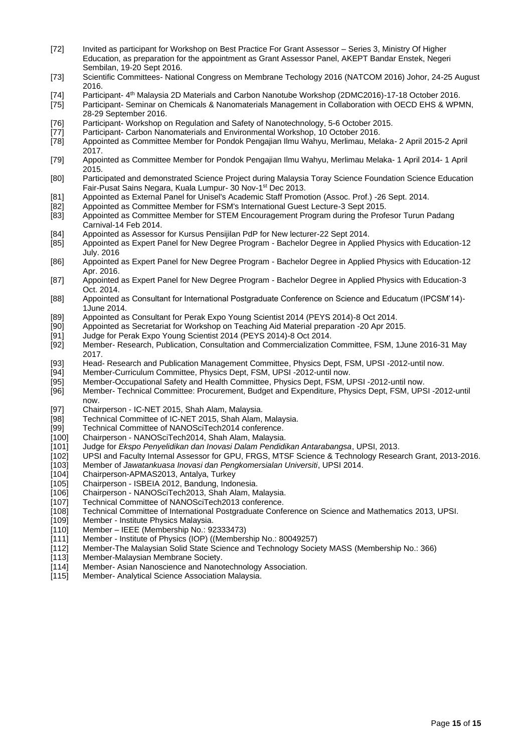[72] Invited as participant for Workshop on Best Practice For Grant Assessor – Series 3, Ministry Of Higher Education, as preparation for the appointment as Grant Assessor Panel, AKEPT Bandar Enstek, Negeri Sembilan, 19-20 Sept 2016.

[73] Scientific Committees- National Congress on Membrane Techology 2016 (NATCOM 2016) Johor, 24-25 August 2016.

[74] Participant- 4th Malaysia 2D Materials and Carbon Nanotube Workshop (2DMC2016)-17-18 October 2016.

[75] Participant- Seminar on Chemicals & Nanomaterials Management in Collaboration with OECD EHS & WPMN, 28-29 September 2016.

[76] Participant- Workshop on Regulation and Safety of Nanotechnology, 5-6 October 2015.

[77] Participant- Carbon Nanomaterials and Environmental Workshop, 10 October 2016.

[78] Appointed as Committee Member for Pondok Pengajian Ilmu Wahyu, Merlimau, Melaka- 2 April 2015-2 April 2017.

[79] Appointed as Committee Member for Pondok Pengajian Ilmu Wahyu, Merlimau Melaka- 1 April 2014- 1 April 2015.

[80] Participated and demonstrated Science Project during Malaysia Toray Science Foundation Science Education Fair-Pusat Sains Negara, Kuala Lumpur- 30 Nov-1st Dec 2013.

[81] Appointed as External Panel for Unisel's Academic Staff Promotion (Assoc. Prof.) -26 Sept. 2014.

[82] Appointed as Committee Member for FSM's International Guest Lecture-3 Sept 2015.

[83] Appointed as Committee Member for STEM Encouragement Program during the Profesor Turun Padang Carnival-14 Feb 2014.

[84] Appointed as Assessor for Kursus Pensijilan PdP for New lecturer-22 Sept 2014.

[85] Appointed as Expert Panel for New Degree Program - Bachelor Degree in Applied Physics with Education-12 July. 2016

[86] Appointed as Expert Panel for New Degree Program - Bachelor Degree in Applied Physics with Education-12 Apr. 2016.

[87] Appointed as Expert Panel for New Degree Program - Bachelor Degree in Applied Physics with Education-3 Oct. 2014.

[88] Appointed as Consultant for International Postgraduate Conference on Science and Educatum (IPCSM'14)-1June 2014.

[89] Appointed as Consultant for Perak Expo Young Scientist 2014 (PEYS 2014)-8 Oct 2014.

[90] Appointed as Secretariat for Workshop on Teaching Aid Material preparation -20 Apr 2015.

[91] Judge for Perak Expo Young Scientist 2014 (PEYS 2014)-8 Oct 2014.

[92] Member- Research, Publication, Consultation and Commercialization Committee, FSM, 1June 2016-31 May 2017.

[93] Head- Research and Publication Management Committee, Physics Dept, FSM, UPSI -2012-until now.

[94] Member-Curriculum Committee, Physics Dept, FSM, UPSI -2012-until now.

[95] Member-Occupational Safety and Health Committee, Physics Dept, FSM, UPSI -2012-until now.

[96] Member- Technical Committee: Procurement, Budget and Expenditure, Physics Dept, FSM, UPSI -2012-until now.

[97] Chairperson - IC-NET 2015, Shah Alam, Malaysia.

[98] Technical Committee of IC-NET 2015, Shah Alam, Malaysia.

[99] Technical Committee of NANOSciTech2014 conference.

[100] Chairperson - NANOSciTech2014, Shah Alam, Malaysia.

[101] Judge for *Ekspo Penyelidikan dan Inovasi Dalam Pendidikan Antarabangsa*, UPSI, 2013.

[102] UPSI and Faculty Internal Assessor for GPU, FRGS, MTSF Science & Technology Research Grant, 2013-2016.

[103] Member of *Jawatankuasa Inovasi dan Pengkomersialan Universiti*, UPSI 2014.

[104] Chairperson-APMAS2013, Antalya, Turkey

[105] Chairperson - ISBEIA 2012, Bandung, Indonesia.

[106] Chairperson - NANOSciTech2013, Shah Alam, Malaysia.

[107] Technical Committee of NANOSciTech2013 conference.

[108] Technical Committee of International Postgraduate Conference on Science and Mathematics 2013, UPSI.

[109] Member - Institute Physics Malaysia.

[110] Member – IEEE (Membership No.: 92333473)

[111] Member - Institute of Physics (IOP) ((Membership No.: 80049257)

[112] Member-The Malaysian Solid State Science and Technology Society MASS (Membership No.: 366)

[113] Member-Malaysian Membrane Society.

[114] Member- Asian Nanoscience and Nanotechnology Association.

[115] Member- Analytical Science Association Malaysia.